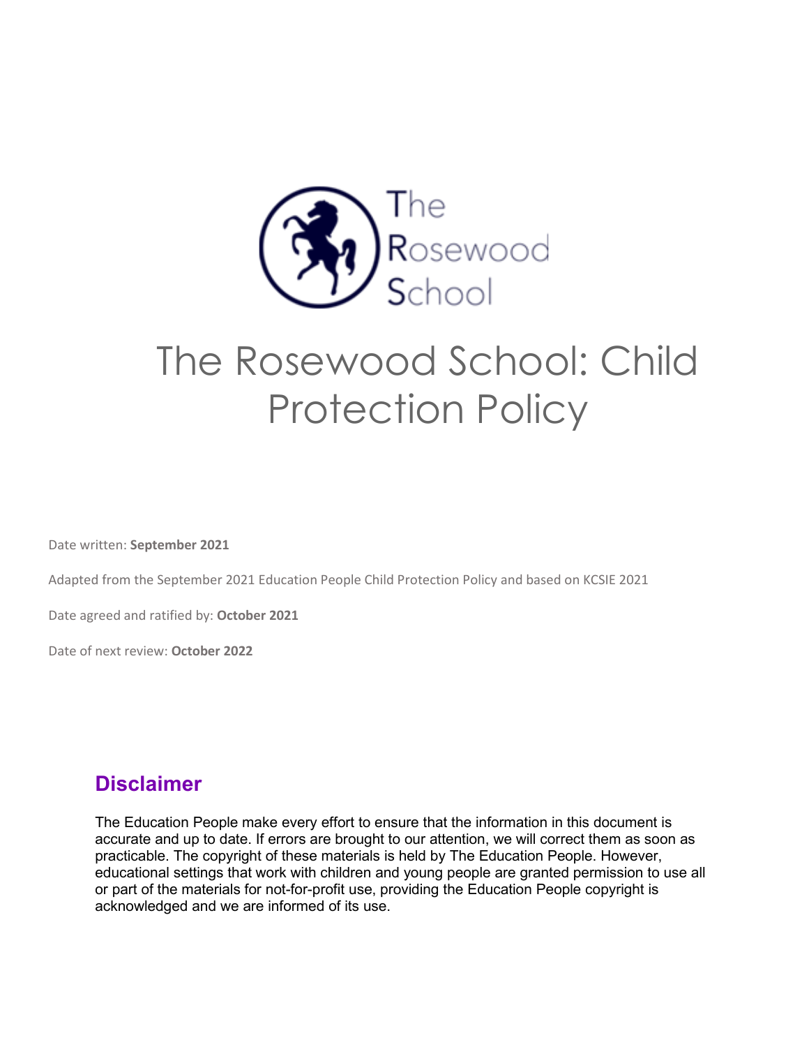# The Rosewood School: Child Protection Policy

Date written: **September 2021**

Adapted from the September 2021 Education People Child Protection Policy and based on KCSIE 2021

Date agreed and ratified by: **October 2021**

Date of next review: **October 2022**

## Disclaimer

The Education People make every effort to ensure that the information in this document is accurate and up to date. If errors are brought to our attention, we will correct them as soon as practicable. The copyright of these materials is held by The Education People. However, educational settings that work with children and young people are granted permission to use all or part of the materials for not-for-profit use, providing the Education People copyright is acknowledged and we are informed of its use.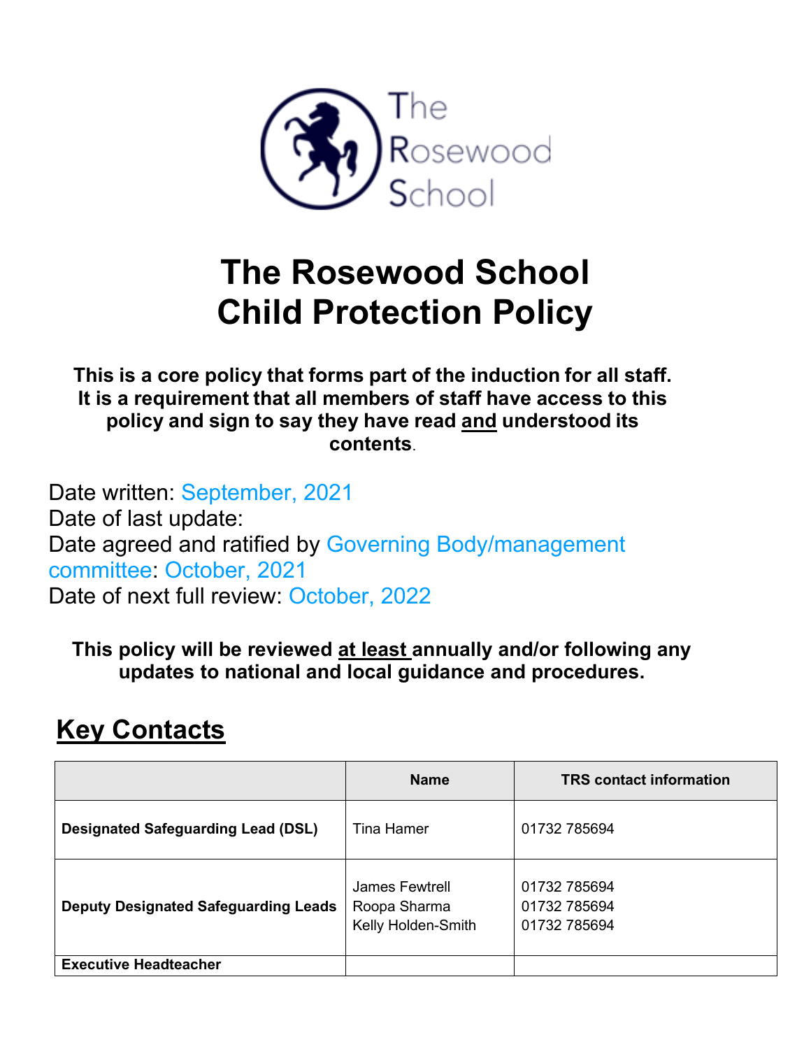# The Rosewood School Child Protection Policy

**This is a core policy that forms part of the induction for all staff. It is a requirement that all members of staff have access to this policy and sign to say they have read and understood its contents.**

Date written: September, 2021
Date of last update:
Date agreed and ratified by Governing Body/management committee: October, 2021
Date of next full review: October, 2022

**This policy will be reviewed at least annually and/or following any updates to national and local guidance and procedures.**

## Key Contacts

| | Name | TRS contact information |
|---|---|---|
| **Designated Safeguarding Lead (DSL)** | Tina Hamer | 01732 785694 |
| **Deputy Designated Safeguarding Leads** | James Fewtrell<br>Roopa Sharma<br>Kelly Holden-Smith | 01732 785694<br>01732 785694<br>01732 785694 |
| **Executive Headteacher** | | |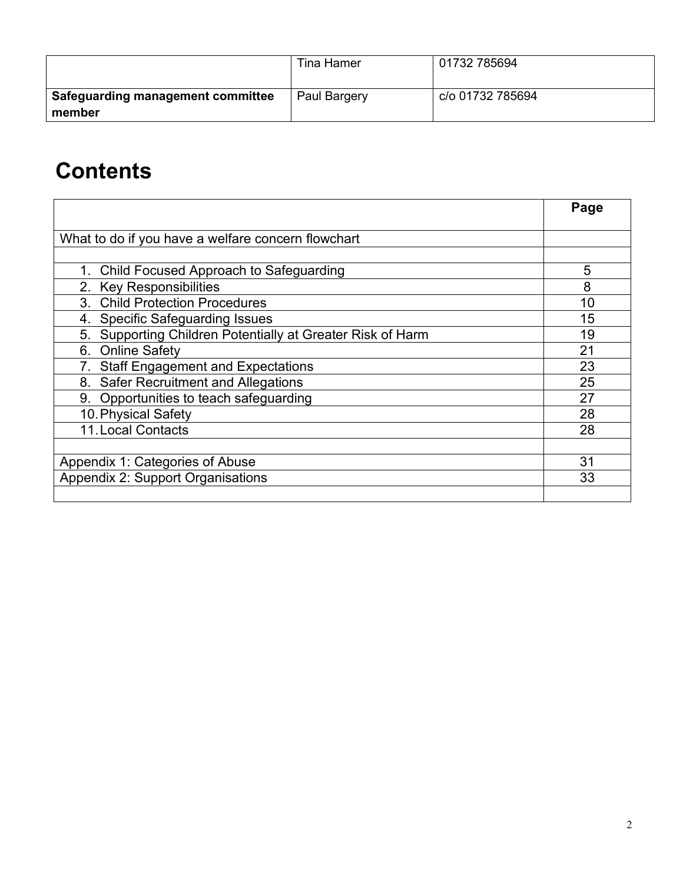|  | Tina Hamer | 01732 785694 |
|---|---|---|
| **Safeguarding management committee member** | Paul Bargery | c/o 01732 785694 |

# Contents

|  | Page |
|---|---|
| What to do if you have a welfare concern flowchart |  |
|  |  |
| 1. Child Focused Approach to Safeguarding | 5 |
| 2. Key Responsibilities | 8 |
| 3. Child Protection Procedures | 10 |
| 4. Specific Safeguarding Issues | 15 |
| 5. Supporting Children Potentially at Greater Risk of Harm | 19 |
| 6. Online Safety | 21 |
| 7. Staff Engagement and Expectations | 23 |
| 8. Safer Recruitment and Allegations | 25 |
| 9. Opportunities to teach safeguarding | 27 |
| 10. Physical Safety | 28 |
| 11. Local Contacts | 28 |
|  |  |
| Appendix 1: Categories of Abuse | 31 |
| Appendix 2: Support Organisations | 33 |
|  |  |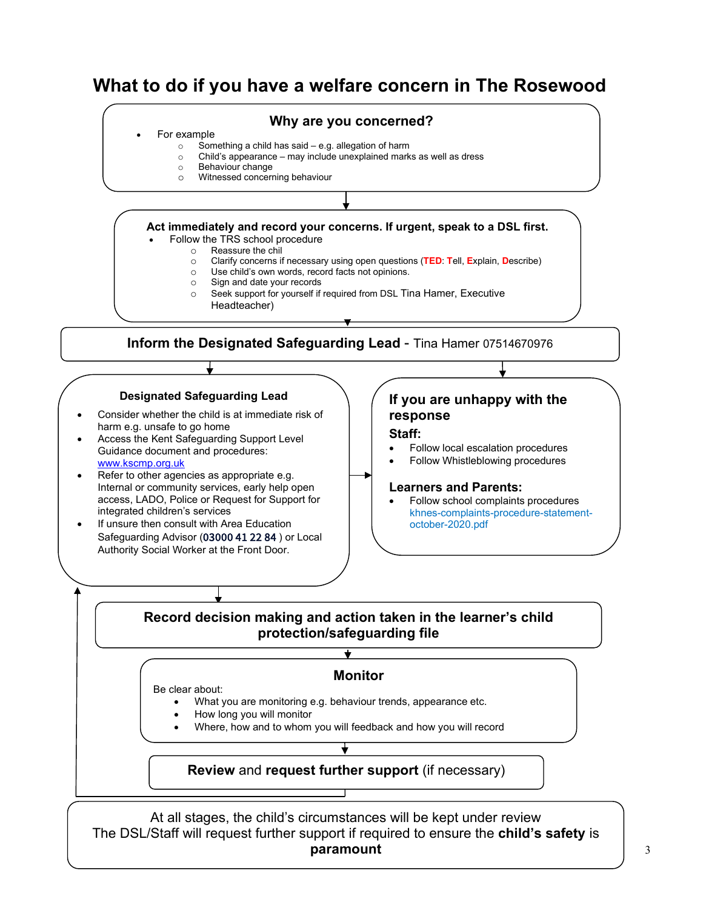# What to do if you have a welfare concern in The Rosewood

## Why are you concerned?

- For example
  - Something a child has said – e.g. allegation of harm
  - Child's appearance – may include unexplained marks as well as dress
  - Behaviour change
  - Witnessed concerning behaviour

**Act immediately and record your concerns. If urgent, speak to a DSL first.**

- Follow the TRS school procedure
  - Reassure the chil
  - Clarify concerns if necessary using open questions (**TED**: **T**ell, **E**xplain, **D**escribe)
  - Use child's own words, record facts not opinions.
  - Sign and date your records
  - Seek support for yourself if required from DSL Tina Hamer, Executive Headteacher)

**Inform the Designated Safeguarding Lead** - Tina Hamer 07514670976

**Designated Safeguarding Lead**

- Consider whether the child is at immediate risk of harm e.g. unsafe to go home
- Access the Kent Safeguarding Support Level Guidance document and procedures: www.kscmp.org.uk
- Refer to other agencies as appropriate e.g. Internal or community services, early help open access, LADO, Police or Request for Support for integrated children's services
- If unsure then consult with Area Education Safeguarding Advisor (03000 41 22 84 ) or Local Authority Social Worker at the Front Door.

**If you are unhappy with the response**

**Staff:**

- Follow local escalation procedures
- Follow Whistleblowing procedures

**Learners and Parents:**

- Follow school complaints procedures khnes-complaints-procedure-statement-october-2020.pdf

**Record decision making and action taken in the learner's child protection/safeguarding file**

**Monitor**

Be clear about:

- What you are monitoring e.g. behaviour trends, appearance etc.
- How long you will monitor
- Where, how and to whom you will feedback and how you will record

**Review** and **request further support** (if necessary)

At all stages, the child's circumstances will be kept under review
The DSL/Staff will request further support if required to ensure the **child's safety** is **paramount**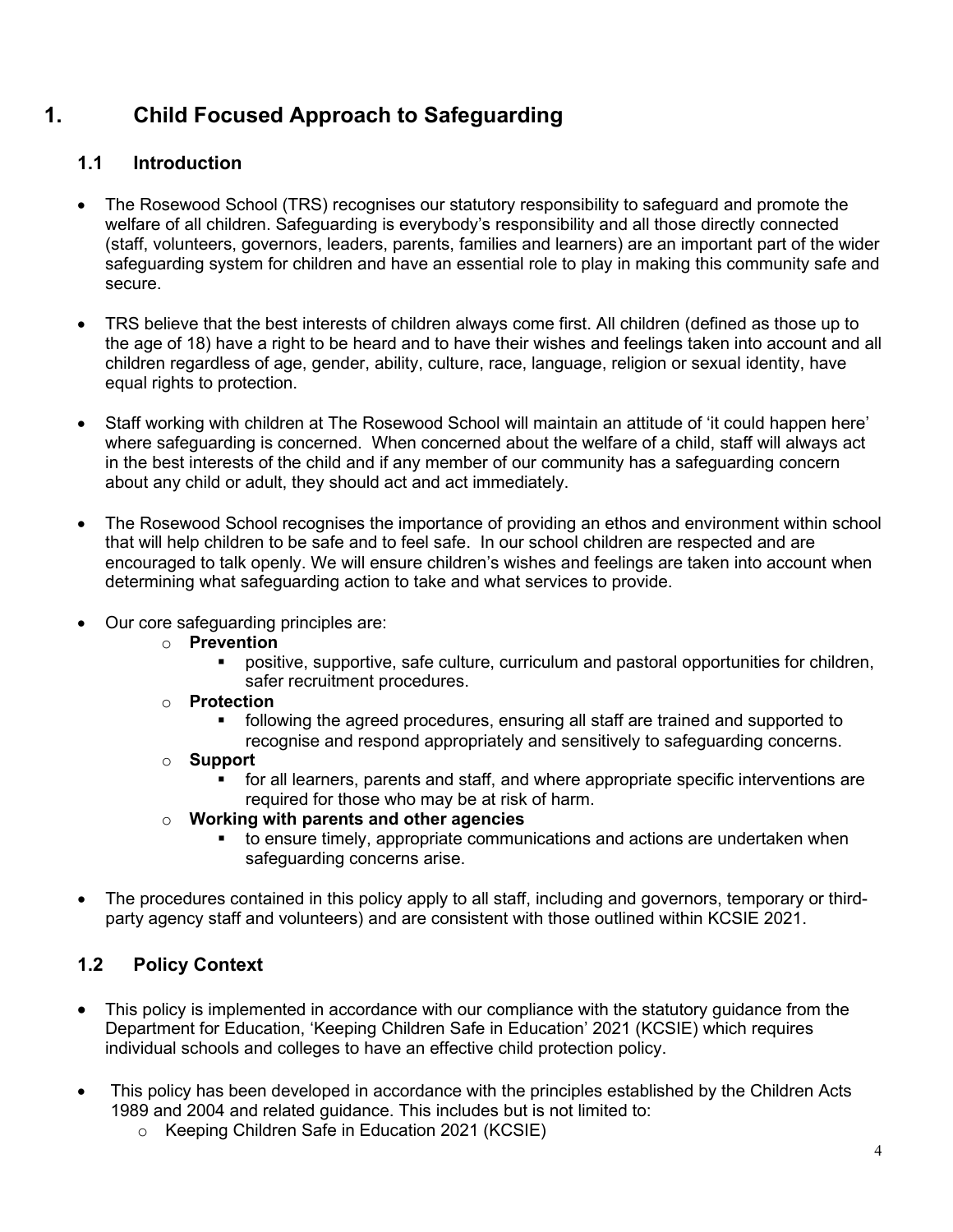# 1. Child Focused Approach to Safeguarding

## 1.1 Introduction

- The Rosewood School (TRS) recognises our statutory responsibility to safeguard and promote the welfare of all children. Safeguarding is everybody's responsibility and all those directly connected (staff, volunteers, governors, leaders, parents, families and learners) are an important part of the wider safeguarding system for children and have an essential role to play in making this community safe and secure.

- TRS believe that the best interests of children always come first. All children (defined as those up to the age of 18) have a right to be heard and to have their wishes and feelings taken into account and all children regardless of age, gender, ability, culture, race, language, religion or sexual identity, have equal rights to protection.

- Staff working with children at The Rosewood School will maintain an attitude of 'it could happen here' where safeguarding is concerned. When concerned about the welfare of a child, staff will always act in the best interests of the child and if any member of our community has a safeguarding concern about any child or adult, they should act and act immediately.

- The Rosewood School recognises the importance of providing an ethos and environment within school that will help children to be safe and to feel safe. In our school children are respected and are encouraged to talk openly. We will ensure children's wishes and feelings are taken into account when determining what safeguarding action to take and what services to provide.

- Our core safeguarding principles are:
  - **Prevention**
    - positive, supportive, safe culture, curriculum and pastoral opportunities for children, safer recruitment procedures.
  - **Protection**
    - following the agreed procedures, ensuring all staff are trained and supported to recognise and respond appropriately and sensitively to safeguarding concerns.
  - **Support**
    - for all learners, parents and staff, and where appropriate specific interventions are required for those who may be at risk of harm.
  - **Working with parents and other agencies**
    - to ensure timely, appropriate communications and actions are undertaken when safeguarding concerns arise.

- The procedures contained in this policy apply to all staff, including and governors, temporary or third-party agency staff and volunteers) and are consistent with those outlined within KCSIE 2021.

## 1.2 Policy Context

- This policy is implemented in accordance with our compliance with the statutory guidance from the Department for Education, 'Keeping Children Safe in Education' 2021 (KCSIE) which requires individual schools and colleges to have an effective child protection policy.

- This policy has been developed in accordance with the principles established by the Children Acts 1989 and 2004 and related guidance. This includes but is not limited to:
  - Keeping Children Safe in Education 2021 (KCSIE)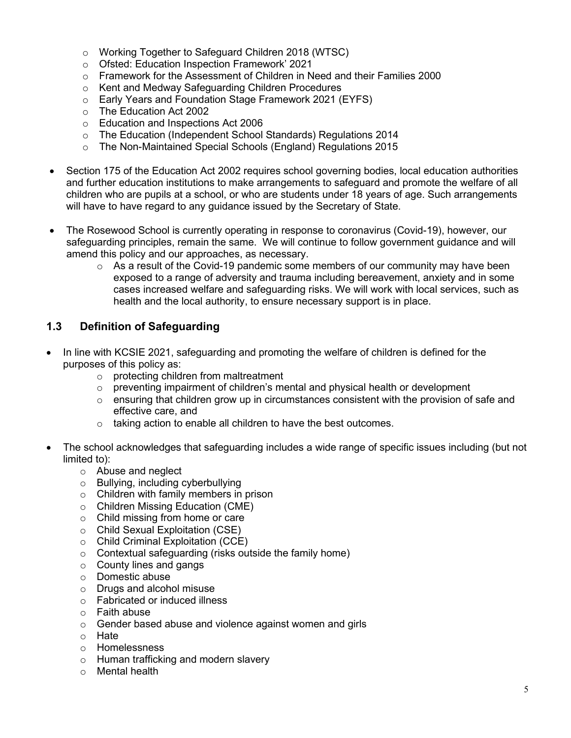- Working Together to Safeguard Children 2018 (WTSC)
  - Ofsted: Education Inspection Framework' 2021
  - Framework for the Assessment of Children in Need and their Families 2000
  - Kent and Medway Safeguarding Children Procedures
  - Early Years and Foundation Stage Framework 2021 (EYFS)
  - The Education Act 2002
  - Education and Inspections Act 2006
  - The Education (Independent School Standards) Regulations 2014
  - The Non-Maintained Special Schools (England) Regulations 2015

- Section 175 of the Education Act 2002 requires school governing bodies, local education authorities and further education institutions to make arrangements to safeguard and promote the welfare of all children who are pupils at a school, or who are students under 18 years of age. Such arrangements will have to have regard to any guidance issued by the Secretary of State.

- The Rosewood School is currently operating in response to coronavirus (Covid-19), however, our safeguarding principles, remain the same. We will continue to follow government guidance and will amend this policy and our approaches, as necessary.
  - As a result of the Covid-19 pandemic some members of our community may have been exposed to a range of adversity and trauma including bereavement, anxiety and in some cases increased welfare and safeguarding risks. We will work with local services, such as health and the local authority, to ensure necessary support is in place.

## 1.3 Definition of Safeguarding

- In line with KCSIE 2021, safeguarding and promoting the welfare of children is defined for the purposes of this policy as:
  - protecting children from maltreatment
  - preventing impairment of children's mental and physical health or development
  - ensuring that children grow up in circumstances consistent with the provision of safe and effective care, and
  - taking action to enable all children to have the best outcomes.

- The school acknowledges that safeguarding includes a wide range of specific issues including (but not limited to):
  - Abuse and neglect
  - Bullying, including cyberbullying
  - Children with family members in prison
  - Children Missing Education (CME)
  - Child missing from home or care
  - Child Sexual Exploitation (CSE)
  - Child Criminal Exploitation (CCE)
  - Contextual safeguarding (risks outside the family home)
  - County lines and gangs
  - Domestic abuse
  - Drugs and alcohol misuse
  - Fabricated or induced illness
  - Faith abuse
  - Gender based abuse and violence against women and girls
  - Hate
  - Homelessness
  - Human trafficking and modern slavery
  - Mental health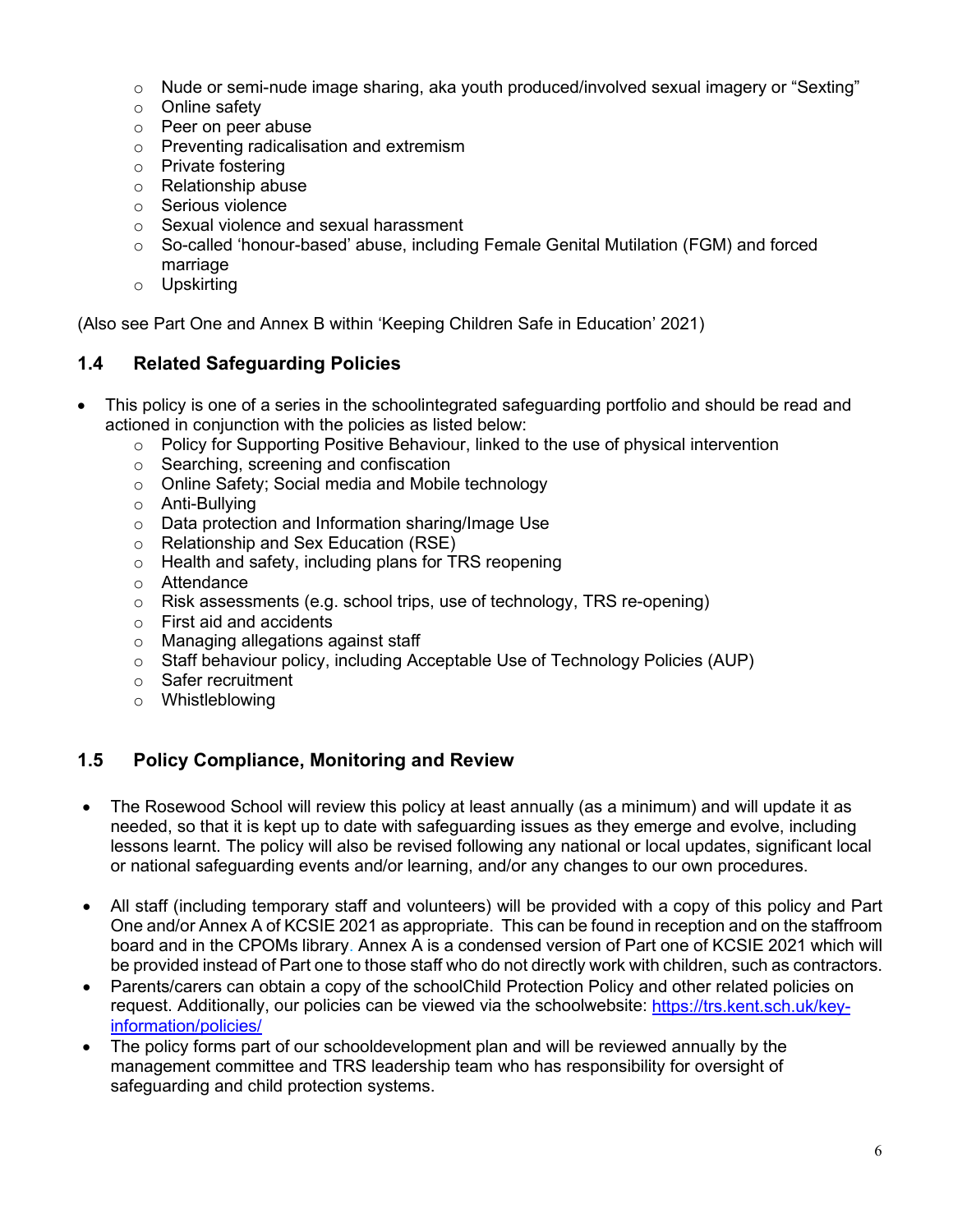- Nude or semi-nude image sharing, aka youth produced/involved sexual imagery or "Sexting"
- Online safety
- Peer on peer abuse
- Preventing radicalisation and extremism
- Private fostering
- Relationship abuse
- Serious violence
- Sexual violence and sexual harassment
- So-called 'honour-based' abuse, including Female Genital Mutilation (FGM) and forced marriage
- Upskirting

(Also see Part One and Annex B within 'Keeping Children Safe in Education' 2021)

### 1.4 Related Safeguarding Policies

- This policy is one of a series in the schoolintegrated safeguarding portfolio and should be read and actioned in conjunction with the policies as listed below:
    - Policy for Supporting Positive Behaviour, linked to the use of physical intervention
    - Searching, screening and confiscation
    - Online Safety; Social media and Mobile technology
    - Anti-Bullying
    - Data protection and Information sharing/Image Use
    - Relationship and Sex Education (RSE)
    - Health and safety, including plans for TRS reopening
    - Attendance
    - Risk assessments (e.g. school trips, use of technology, TRS re-opening)
    - First aid and accidents
    - Managing allegations against staff
    - Staff behaviour policy, including Acceptable Use of Technology Policies (AUP)
    - Safer recruitment
    - Whistleblowing

### 1.5 Policy Compliance, Monitoring and Review

- The Rosewood School will review this policy at least annually (as a minimum) and will update it as needed, so that it is kept up to date with safeguarding issues as they emerge and evolve, including lessons learnt. The policy will also be revised following any national or local updates, significant local or national safeguarding events and/or learning, and/or any changes to our own procedures.

- All staff (including temporary staff and volunteers) will be provided with a copy of this policy and Part One and/or Annex A of KCSIE 2021 as appropriate. This can be found in reception and on the staffroom board and in the CPOMs library. Annex A is a condensed version of Part one of KCSIE 2021 which will be provided instead of Part one to those staff who do not directly work with children, such as contractors.
- Parents/carers can obtain a copy of the schoolChild Protection Policy and other related policies on request. Additionally, our policies can be viewed via the schoolwebsite: [https://trs.kent.sch.uk/key-information/policies/](https://trs.kent.sch.uk/key-information/policies/)
- The policy forms part of our schooldevelopment plan and will be reviewed annually by the management committee and TRS leadership team who has responsibility for oversight of safeguarding and child protection systems.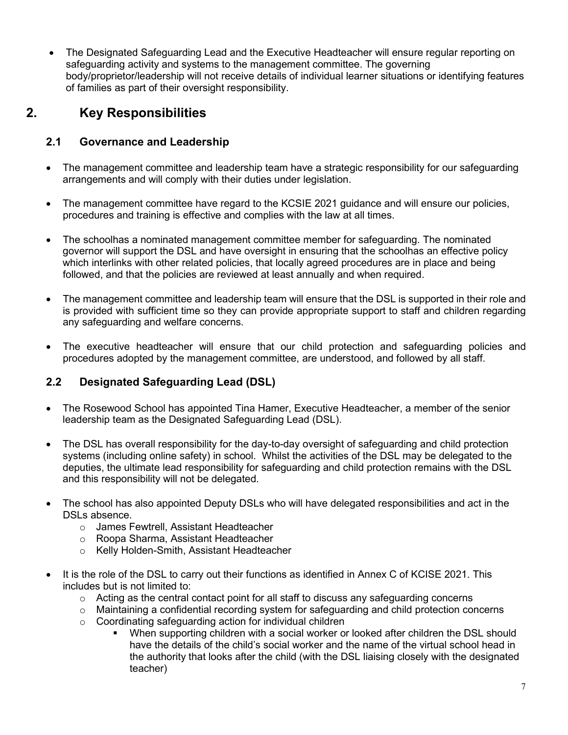- The Designated Safeguarding Lead and the Executive Headteacher will ensure regular reporting on safeguarding activity and systems to the management committee. The governing body/proprietor/leadership will not receive details of individual learner situations or identifying features of families as part of their oversight responsibility.

# 2. Key Responsibilities

## 2.1 Governance and Leadership

- The management committee and leadership team have a strategic responsibility for our safeguarding arrangements and will comply with their duties under legislation.
- The management committee have regard to the KCSIE 2021 guidance and will ensure our policies, procedures and training is effective and complies with the law at all times.
- The schoolhas a nominated management committee member for safeguarding. The nominated governor will support the DSL and have oversight in ensuring that the schoolhas an effective policy which interlinks with other related policies, that locally agreed procedures are in place and being followed, and that the policies are reviewed at least annually and when required.
- The management committee and leadership team will ensure that the DSL is supported in their role and is provided with sufficient time so they can provide appropriate support to staff and children regarding any safeguarding and welfare concerns.
- The executive headteacher will ensure that our child protection and safeguarding policies and procedures adopted by the management committee, are understood, and followed by all staff.

## 2.2 Designated Safeguarding Lead (DSL)

- The Rosewood School has appointed Tina Hamer, Executive Headteacher, a member of the senior leadership team as the Designated Safeguarding Lead (DSL).
- The DSL has overall responsibility for the day-to-day oversight of safeguarding and child protection systems (including online safety) in school. Whilst the activities of the DSL may be delegated to the deputies, the ultimate lead responsibility for safeguarding and child protection remains with the DSL and this responsibility will not be delegated.
- The school has also appointed Deputy DSLs who will have delegated responsibilities and act in the DSLs absence.
  - James Fewtrell, Assistant Headteacher
  - Roopa Sharma, Assistant Headteacher
  - Kelly Holden-Smith, Assistant Headteacher
- It is the role of the DSL to carry out their functions as identified in Annex C of KCISE 2021. This includes but is not limited to:
  - Acting as the central contact point for all staff to discuss any safeguarding concerns
  - Maintaining a confidential recording system for safeguarding and child protection concerns
  - Coordinating safeguarding action for individual children
    - When supporting children with a social worker or looked after children the DSL should have the details of the child's social worker and the name of the virtual school head in the authority that looks after the child (with the DSL liaising closely with the designated teacher)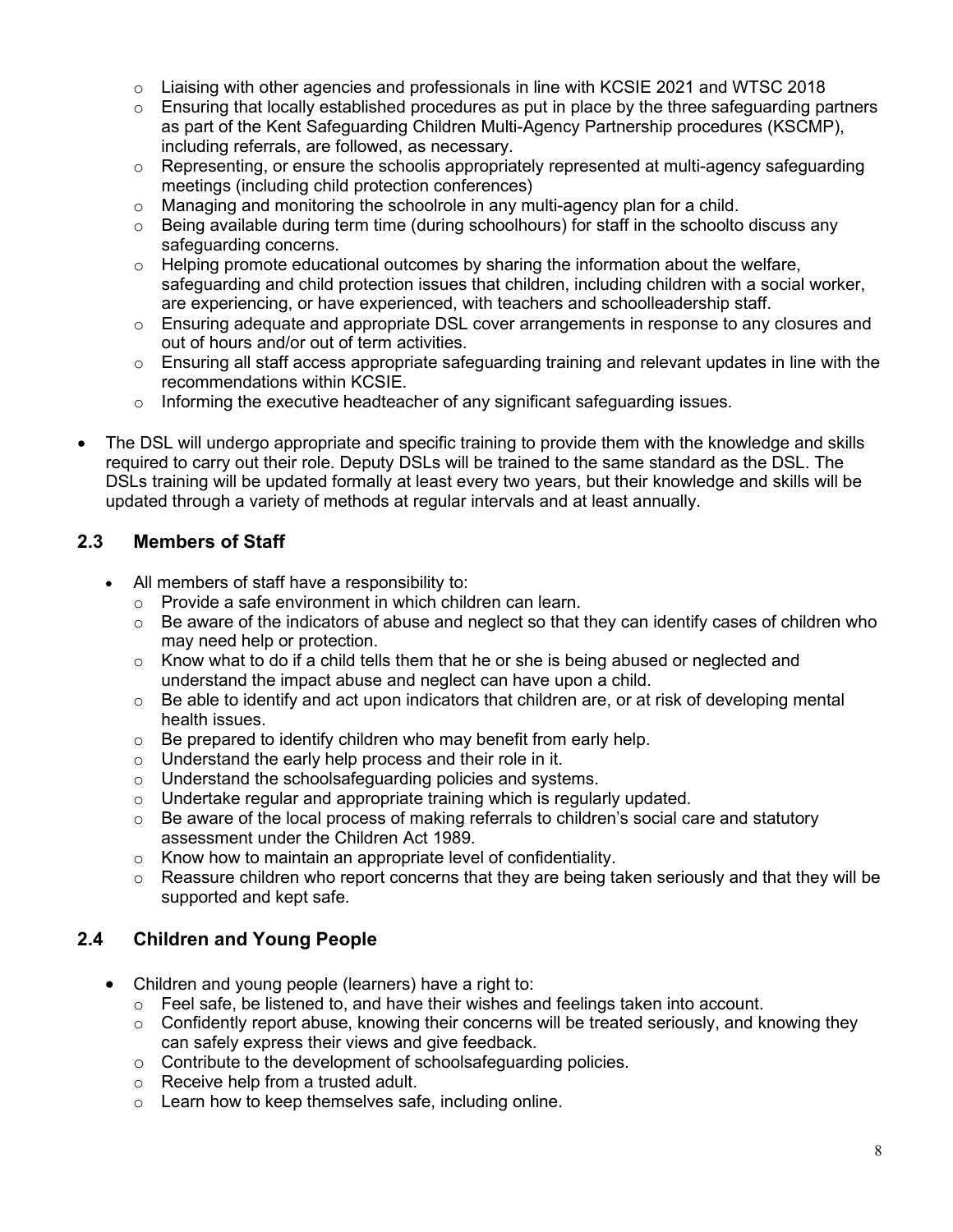- Liaising with other agencies and professionals in line with KCSIE 2021 and WTSC 2018
  - Ensuring that locally established procedures as put in place by the three safeguarding partners as part of the Kent Safeguarding Children Multi-Agency Partnership procedures (KSCMP), including referrals, are followed, as necessary.
  - Representing, or ensure the schoolis appropriately represented at multi-agency safeguarding meetings (including child protection conferences)
  - Managing and monitoring the schoolrole in any multi-agency plan for a child.
  - Being available during term time (during schoolhours) for staff in the schoolto discuss any safeguarding concerns.
  - Helping promote educational outcomes by sharing the information about the welfare, safeguarding and child protection issues that children, including children with a social worker, are experiencing, or have experienced, with teachers and schoolleadership staff.
  - Ensuring adequate and appropriate DSL cover arrangements in response to any closures and out of hours and/or out of term activities.
  - Ensuring all staff access appropriate safeguarding training and relevant updates in line with the recommendations within KCSIE.
  - Informing the executive headteacher of any significant safeguarding issues.

- The DSL will undergo appropriate and specific training to provide them with the knowledge and skills required to carry out their role. Deputy DSLs will be trained to the same standard as the DSL. The DSLs training will be updated formally at least every two years, but their knowledge and skills will be updated through a variety of methods at regular intervals and at least annually.

## 2.3 Members of Staff

- All members of staff have a responsibility to:
  - Provide a safe environment in which children can learn.
  - Be aware of the indicators of abuse and neglect so that they can identify cases of children who may need help or protection.
  - Know what to do if a child tells them that he or she is being abused or neglected and understand the impact abuse and neglect can have upon a child.
  - Be able to identify and act upon indicators that children are, or at risk of developing mental health issues.
  - Be prepared to identify children who may benefit from early help.
  - Understand the early help process and their role in it.
  - Understand the schoolsafeguarding policies and systems.
  - Undertake regular and appropriate training which is regularly updated.
  - Be aware of the local process of making referrals to children's social care and statutory assessment under the Children Act 1989.
  - Know how to maintain an appropriate level of confidentiality.
  - Reassure children who report concerns that they are being taken seriously and that they will be supported and kept safe.

## 2.4 Children and Young People

- Children and young people (learners) have a right to:
  - Feel safe, be listened to, and have their wishes and feelings taken into account.
  - Confidently report abuse, knowing their concerns will be treated seriously, and knowing they can safely express their views and give feedback.
  - Contribute to the development of schoolsafeguarding policies.
  - Receive help from a trusted adult.
  - Learn how to keep themselves safe, including online.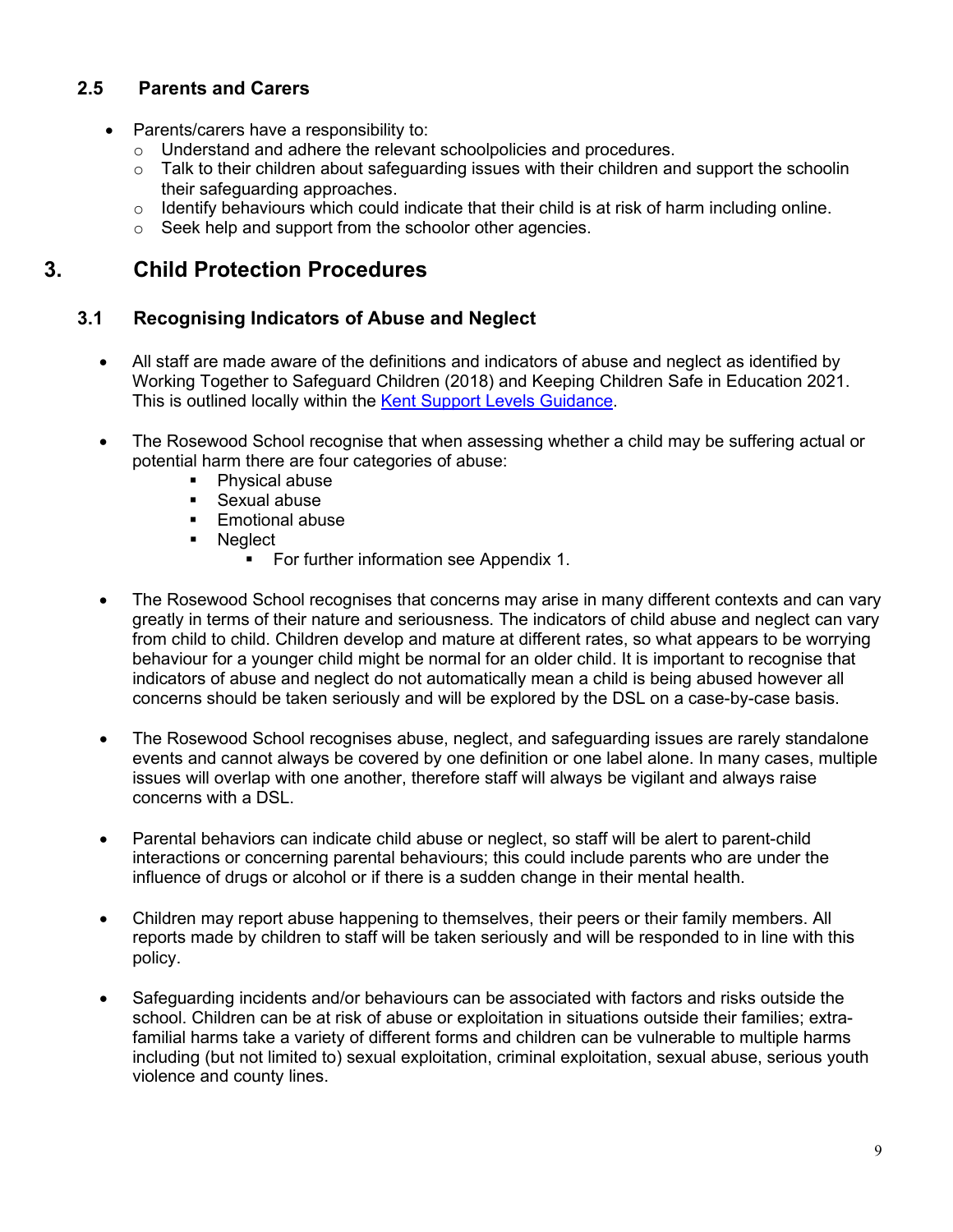### 2.5 Parents and Carers

- Parents/carers have a responsibility to:
  - Understand and adhere the relevant schoolpolicies and procedures.
  - Talk to their children about safeguarding issues with their children and support the schoolin their safeguarding approaches.
  - Identify behaviours which could indicate that their child is at risk of harm including online.
  - Seek help and support from the schoolor other agencies.

## 3. Child Protection Procedures

### 3.1 Recognising Indicators of Abuse and Neglect

- All staff are made aware of the definitions and indicators of abuse and neglect as identified by Working Together to Safeguard Children (2018) and Keeping Children Safe in Education 2021. This is outlined locally within the Kent Support Levels Guidance.

- The Rosewood School recognise that when assessing whether a child may be suffering actual or potential harm there are four categories of abuse:
  - Physical abuse
  - Sexual abuse
  - Emotional abuse
  - Neglect
    - For further information see Appendix 1.

- The Rosewood School recognises that concerns may arise in many different contexts and can vary greatly in terms of their nature and seriousness. The indicators of child abuse and neglect can vary from child to child. Children develop and mature at different rates, so what appears to be worrying behaviour for a younger child might be normal for an older child. It is important to recognise that indicators of abuse and neglect do not automatically mean a child is being abused however all concerns should be taken seriously and will be explored by the DSL on a case-by-case basis.

- The Rosewood School recognises abuse, neglect, and safeguarding issues are rarely standalone events and cannot always be covered by one definition or one label alone. In many cases, multiple issues will overlap with one another, therefore staff will always be vigilant and always raise concerns with a DSL.

- Parental behaviors can indicate child abuse or neglect, so staff will be alert to parent-child interactions or concerning parental behaviours; this could include parents who are under the influence of drugs or alcohol or if there is a sudden change in their mental health.

- Children may report abuse happening to themselves, their peers or their family members. All reports made by children to staff will be taken seriously and will be responded to in line with this policy.

- Safeguarding incidents and/or behaviours can be associated with factors and risks outside the school. Children can be at risk of abuse or exploitation in situations outside their families; extra-familial harms take a variety of different forms and children can be vulnerable to multiple harms including (but not limited to) sexual exploitation, criminal exploitation, sexual abuse, serious youth violence and county lines.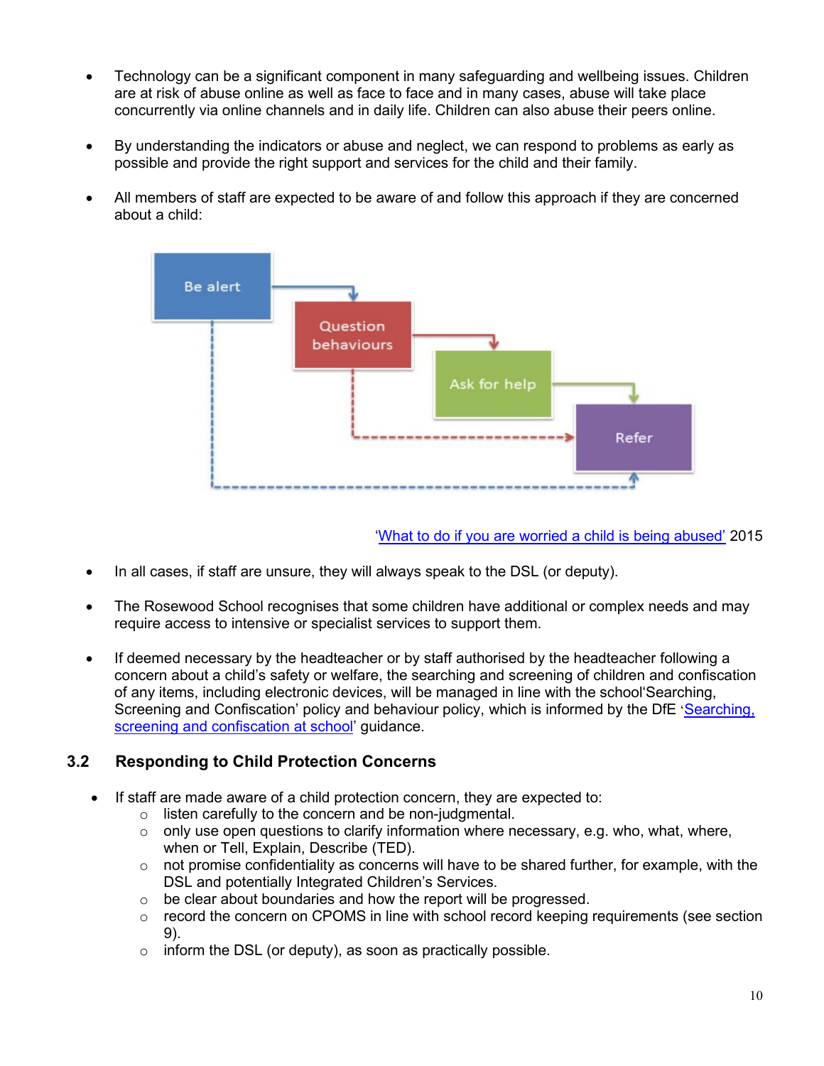- Technology can be a significant component in many safeguarding and wellbeing issues. Children are at risk of abuse online as well as face to face and in many cases, abuse will take place concurrently via online channels and in daily life. Children can also abuse their peers online.

- By understanding the indicators or abuse and neglect, we can respond to problems as early as possible and provide the right support and services for the child and their family.

- All members of staff are expected to be aware of and follow this approach if they are concerned about a child:

Be alert → Question behaviours → Ask for help → Refer

'What to do if you are worried a child is being abused' 2015

- In all cases, if staff are unsure, they will always speak to the DSL (or deputy).

- The Rosewood School recognises that some children have additional or complex needs and may require access to intensive or specialist services to support them.

- If deemed necessary by the headteacher or by staff authorised by the headteacher following a concern about a child's safety or welfare, the searching and screening of children and confiscation of any items, including electronic devices, will be managed in line with the school'Searching, Screening and Confiscation' policy and behaviour policy, which is informed by the DfE 'Searching, screening and confiscation at school' guidance.

## 3.2 Responding to Child Protection Concerns

- If staff are made aware of a child protection concern, they are expected to:
  - listen carefully to the concern and be non-judgmental.
  - only use open questions to clarify information where necessary, e.g. who, what, where, when or Tell, Explain, Describe (TED).
  - not promise confidentiality as concerns will have to be shared further, for example, with the DSL and potentially Integrated Children's Services.
  - be clear about boundaries and how the report will be progressed.
  - record the concern on CPOMS in line with school record keeping requirements (see section 9).
  - inform the DSL (or deputy), as soon as practically possible.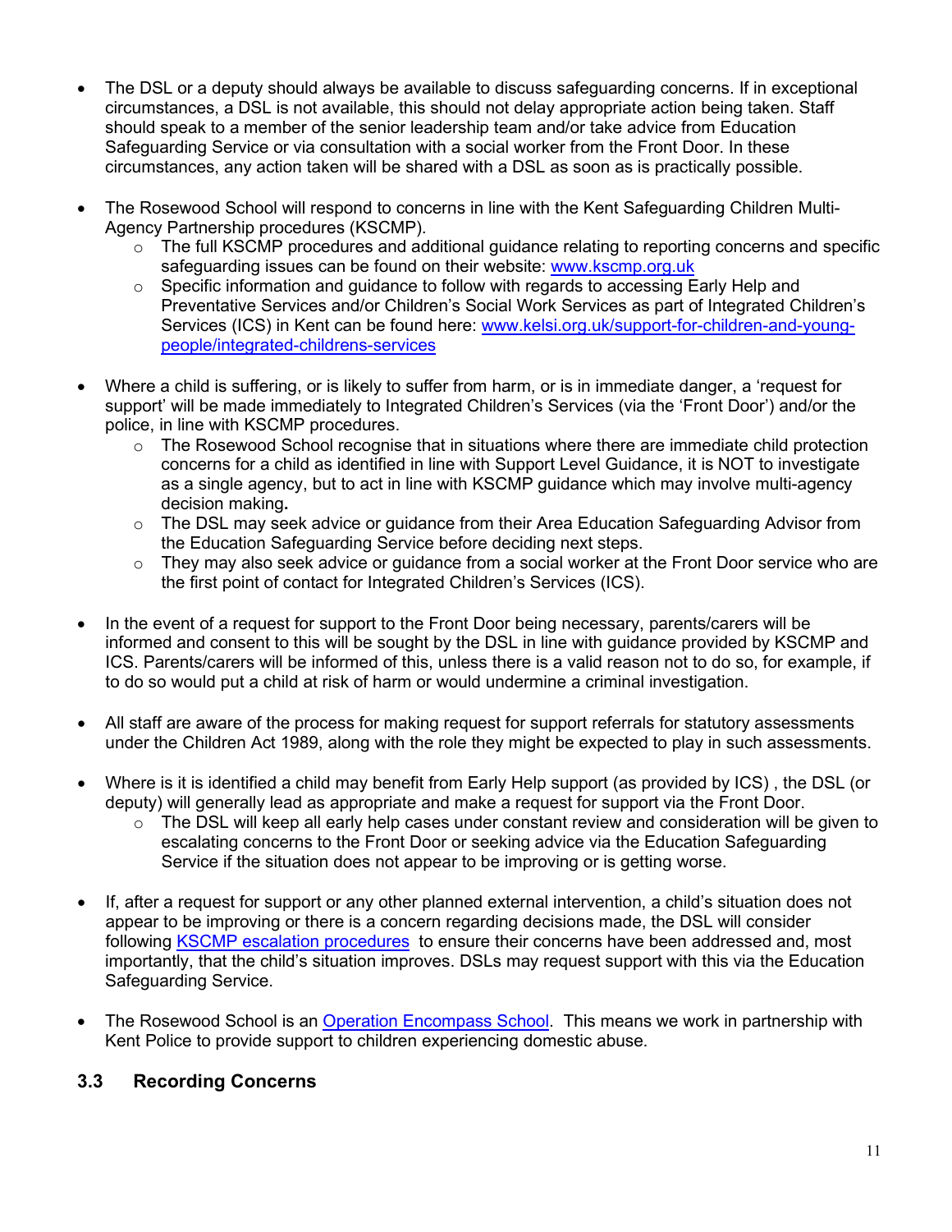- The DSL or a deputy should always be available to discuss safeguarding concerns. If in exceptional circumstances, a DSL is not available, this should not delay appropriate action being taken. Staff should speak to a member of the senior leadership team and/or take advice from Education Safeguarding Service or via consultation with a social worker from the Front Door. In these circumstances, any action taken will be shared with a DSL as soon as is practically possible.

- The Rosewood School will respond to concerns in line with the Kent Safeguarding Children Multi-Agency Partnership procedures (KSCMP).
    - The full KSCMP procedures and additional guidance relating to reporting concerns and specific safeguarding issues can be found on their website: [www.kscmp.org.uk](www.kscmp.org.uk)
    - Specific information and guidance to follow with regards to accessing Early Help and Preventative Services and/or Children's Social Work Services as part of Integrated Children's Services (ICS) in Kent can be found here: [www.kelsi.org.uk/support-for-children-and-young-people/integrated-childrens-services](www.kelsi.org.uk/support-for-children-and-young-people/integrated-childrens-services)

- Where a child is suffering, or is likely to suffer from harm, or is in immediate danger, a 'request for support' will be made immediately to Integrated Children's Services (via the 'Front Door') and/or the police, in line with KSCMP procedures.
    - The Rosewood School recognise that in situations where there are immediate child protection concerns for a child as identified in line with Support Level Guidance, it is NOT to investigate as a single agency, but to act in line with KSCMP guidance which may involve multi-agency decision making**.**
    - The DSL may seek advice or guidance from their Area Education Safeguarding Advisor from the Education Safeguarding Service before deciding next steps.
    - They may also seek advice or guidance from a social worker at the Front Door service who are the first point of contact for Integrated Children's Services (ICS).

- In the event of a request for support to the Front Door being necessary, parents/carers will be informed and consent to this will be sought by the DSL in line with guidance provided by KSCMP and ICS. Parents/carers will be informed of this, unless there is a valid reason not to do so, for example, if to do so would put a child at risk of harm or would undermine a criminal investigation.

- All staff are aware of the process for making request for support referrals for statutory assessments under the Children Act 1989, along with the role they might be expected to play in such assessments.

- Where is it is identified a child may benefit from Early Help support (as provided by ICS) , the DSL (or deputy) will generally lead as appropriate and make a request for support via the Front Door.
    - The DSL will keep all early help cases under constant review and consideration will be given to escalating concerns to the Front Door or seeking advice via the Education Safeguarding Service if the situation does not appear to be improving or is getting worse.

- If, after a request for support or any other planned external intervention, a child's situation does not appear to be improving or there is a concern regarding decisions made, the DSL will consider following KSCMP escalation procedures to ensure their concerns have been addressed and, most importantly, that the child's situation improves. DSLs may request support with this via the Education Safeguarding Service.

- The Rosewood School is an Operation Encompass School. This means we work in partnership with Kent Police to provide support to children experiencing domestic abuse.

## 3.3 Recording Concerns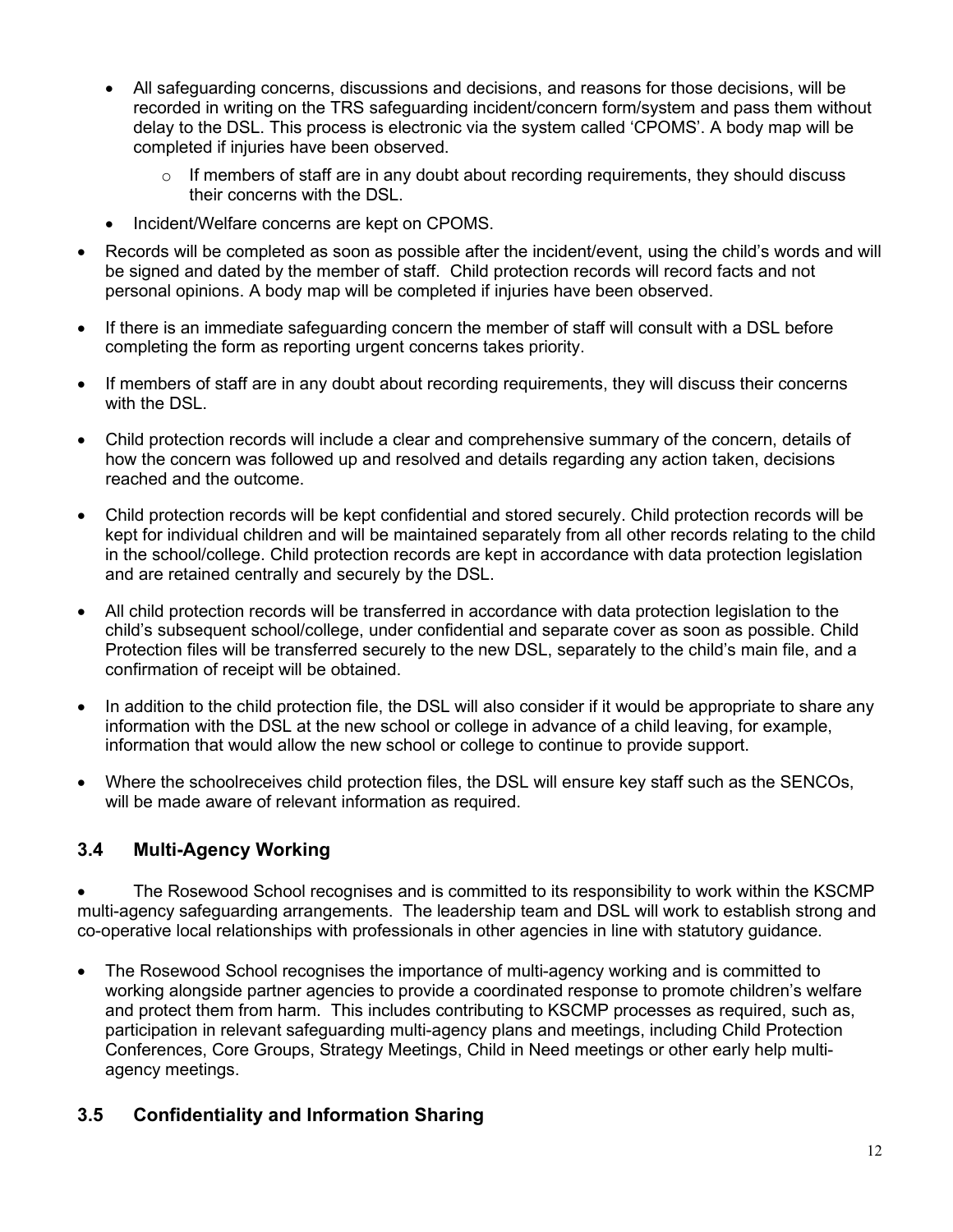- All safeguarding concerns, discussions and decisions, and reasons for those decisions, will be recorded in writing on the TRS safeguarding incident/concern form/system and pass them without delay to the DSL. This process is electronic via the system called 'CPOMS'. A body map will be completed if injuries have been observed.
    - If members of staff are in any doubt about recording requirements, they should discuss their concerns with the DSL.
- Incident/Welfare concerns are kept on CPOMS.

- Records will be completed as soon as possible after the incident/event, using the child's words and will be signed and dated by the member of staff. Child protection records will record facts and not personal opinions. A body map will be completed if injuries have been observed.

- If there is an immediate safeguarding concern the member of staff will consult with a DSL before completing the form as reporting urgent concerns takes priority.

- If members of staff are in any doubt about recording requirements, they will discuss their concerns with the DSL.

- Child protection records will include a clear and comprehensive summary of the concern, details of how the concern was followed up and resolved and details regarding any action taken, decisions reached and the outcome.

- Child protection records will be kept confidential and stored securely. Child protection records will be kept for individual children and will be maintained separately from all other records relating to the child in the school/college. Child protection records are kept in accordance with data protection legislation and are retained centrally and securely by the DSL.

- All child protection records will be transferred in accordance with data protection legislation to the child's subsequent school/college, under confidential and separate cover as soon as possible. Child Protection files will be transferred securely to the new DSL, separately to the child's main file, and a confirmation of receipt will be obtained.

- In addition to the child protection file, the DSL will also consider if it would be appropriate to share any information with the DSL at the new school or college in advance of a child leaving, for example, information that would allow the new school or college to continue to provide support.

- Where the schoolreceives child protection files, the DSL will ensure key staff such as the SENCOs, will be made aware of relevant information as required.

## 3.4 Multi-Agency Working

- The Rosewood School recognises and is committed to its responsibility to work within the KSCMP multi-agency safeguarding arrangements. The leadership team and DSL will work to establish strong and co-operative local relationships with professionals in other agencies in line with statutory guidance.

- The Rosewood School recognises the importance of multi-agency working and is committed to working alongside partner agencies to provide a coordinated response to promote children's welfare and protect them from harm. This includes contributing to KSCMP processes as required, such as, participation in relevant safeguarding multi-agency plans and meetings, including Child Protection Conferences, Core Groups, Strategy Meetings, Child in Need meetings or other early help multi-agency meetings.

## 3.5 Confidentiality and Information Sharing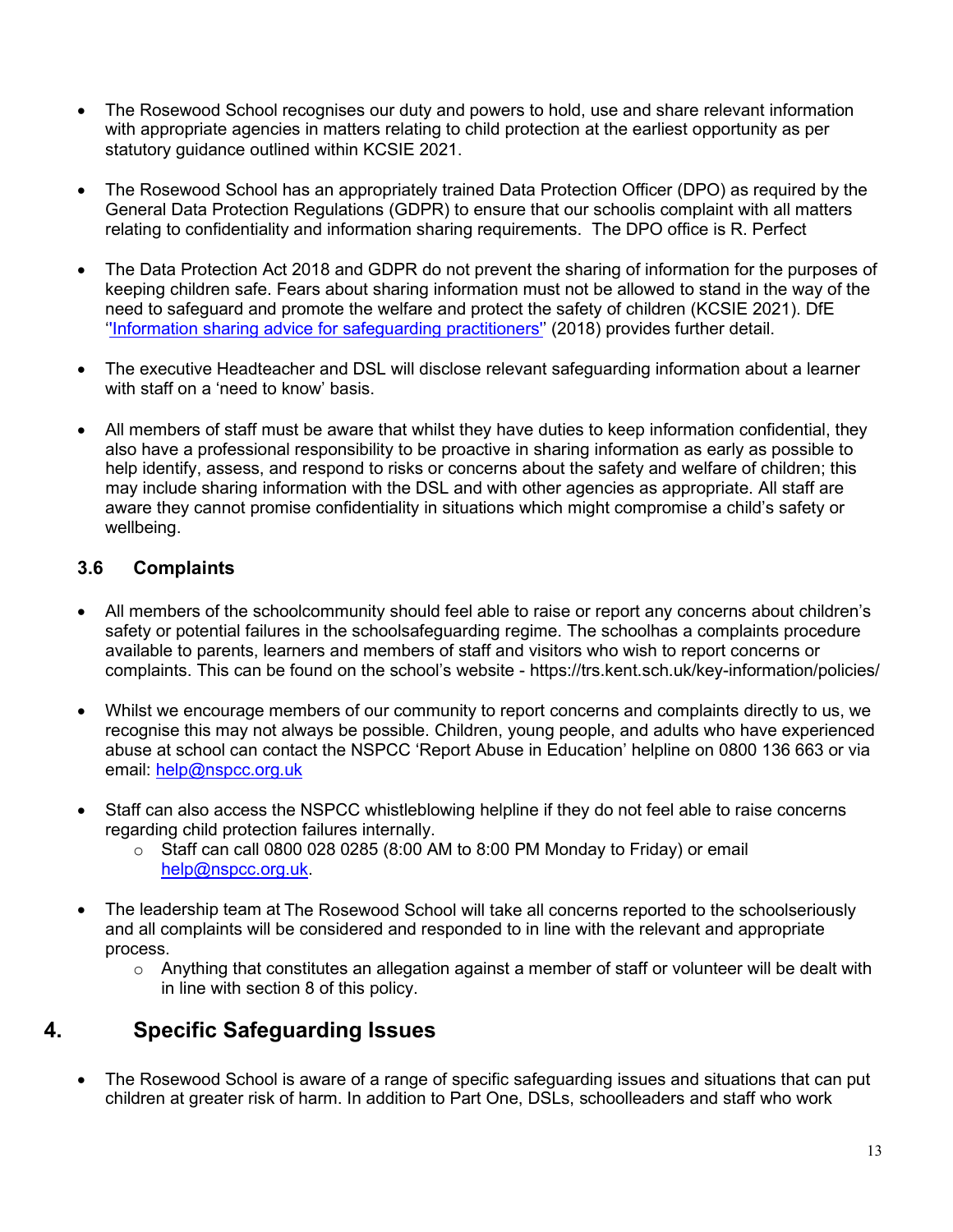- The Rosewood School recognises our duty and powers to hold, use and share relevant information with appropriate agencies in matters relating to child protection at the earliest opportunity as per statutory guidance outlined within KCSIE 2021.

- The Rosewood School has an appropriately trained Data Protection Officer (DPO) as required by the General Data Protection Regulations (GDPR) to ensure that our schoolis complaint with all matters relating to confidentiality and information sharing requirements. The DPO office is R. Perfect

- The Data Protection Act 2018 and GDPR do not prevent the sharing of information for the purposes of keeping children safe. Fears about sharing information must not be allowed to stand in the way of the need to safeguard and promote the welfare and protect the safety of children (KCSIE 2021). DfE "Information sharing advice for safeguarding practitioners" (2018) provides further detail.

- The executive Headteacher and DSL will disclose relevant safeguarding information about a learner with staff on a 'need to know' basis.

- All members of staff must be aware that whilst they have duties to keep information confidential, they also have a professional responsibility to be proactive in sharing information as early as possible to help identify, assess, and respond to risks or concerns about the safety and welfare of children; this may include sharing information with the DSL and with other agencies as appropriate. All staff are aware they cannot promise confidentiality in situations which might compromise a child's safety or wellbeing.

### 3.6 Complaints

- All members of the schoolcommunity should feel able to raise or report any concerns about children's safety or potential failures in the schoolsafeguarding regime. The schoolhas a complaints procedure available to parents, learners and members of staff and visitors who wish to report concerns or complaints. This can be found on the school's website - https://trs.kent.sch.uk/key-information/policies/

- Whilst we encourage members of our community to report concerns and complaints directly to us, we recognise this may not always be possible. Children, young people, and adults who have experienced abuse at school can contact the NSPCC 'Report Abuse in Education' helpline on 0800 136 663 or via email: help@nspcc.org.uk

- Staff can also access the NSPCC whistleblowing helpline if they do not feel able to raise concerns regarding child protection failures internally.
    - Staff can call 0800 028 0285 (8:00 AM to 8:00 PM Monday to Friday) or email help@nspcc.org.uk.

- The leadership team at The Rosewood School will take all concerns reported to the schoolseriously and all complaints will be considered and responded to in line with the relevant and appropriate process.
    - Anything that constitutes an allegation against a member of staff or volunteer will be dealt with in line with section 8 of this policy.

## 4. Specific Safeguarding Issues

- The Rosewood School is aware of a range of specific safeguarding issues and situations that can put children at greater risk of harm. In addition to Part One, DSLs, schoolleaders and staff who work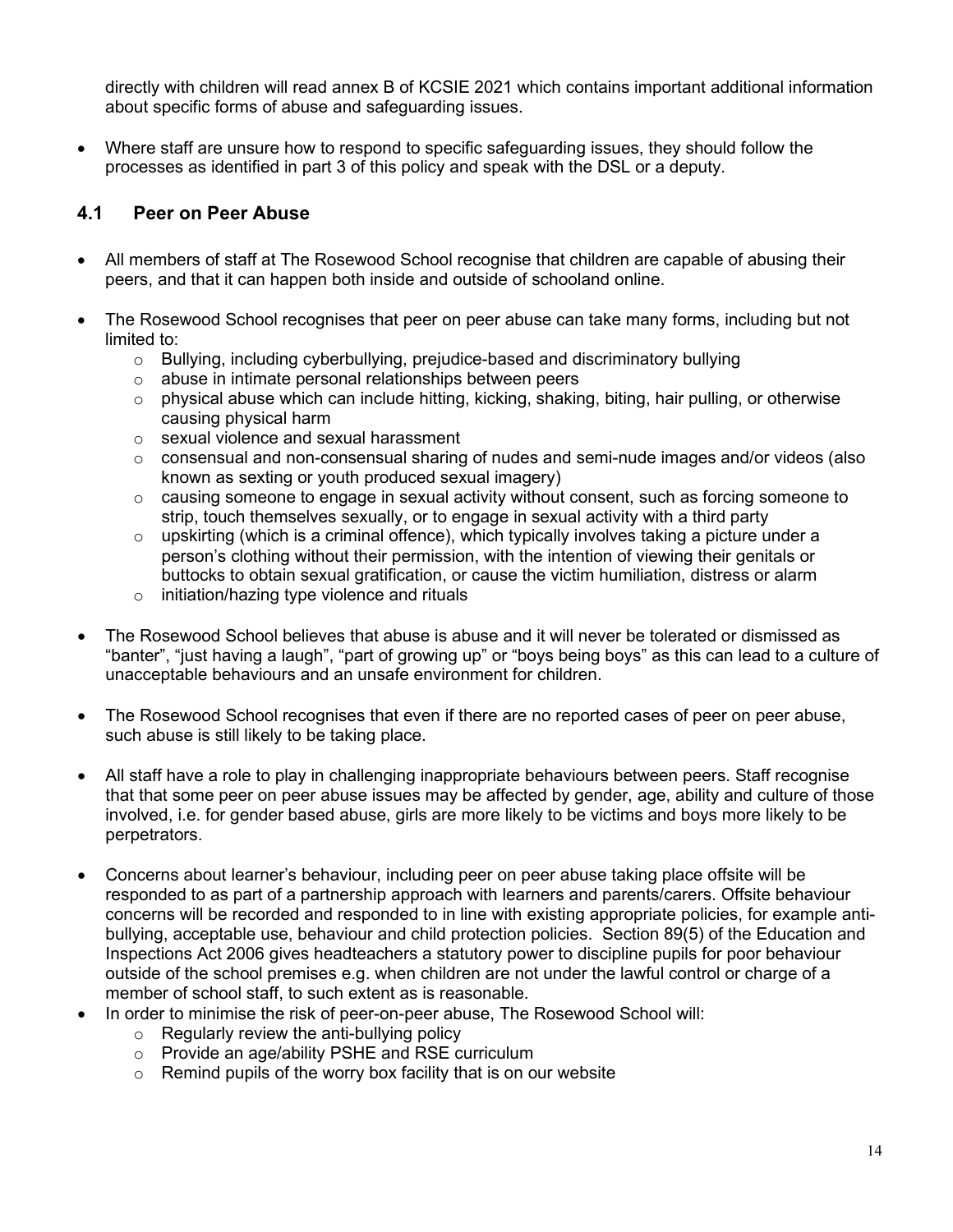directly with children will read annex B of KCSIE 2021 which contains important additional information about specific forms of abuse and safeguarding issues.

- Where staff are unsure how to respond to specific safeguarding issues, they should follow the processes as identified in part 3 of this policy and speak with the DSL or a deputy.

## 4.1 Peer on Peer Abuse

- All members of staff at The Rosewood School recognise that children are capable of abusing their peers, and that it can happen both inside and outside of schooland online.
- The Rosewood School recognises that peer on peer abuse can take many forms, including but not limited to:
  - Bullying, including cyberbullying, prejudice-based and discriminatory bullying
  - abuse in intimate personal relationships between peers
  - physical abuse which can include hitting, kicking, shaking, biting, hair pulling, or otherwise causing physical harm
  - sexual violence and sexual harassment
  - consensual and non-consensual sharing of nudes and semi-nude images and/or videos (also known as sexting or youth produced sexual imagery)
  - causing someone to engage in sexual activity without consent, such as forcing someone to strip, touch themselves sexually, or to engage in sexual activity with a third party
  - upskirting (which is a criminal offence), which typically involves taking a picture under a person's clothing without their permission, with the intention of viewing their genitals or buttocks to obtain sexual gratification, or cause the victim humiliation, distress or alarm
  - initiation/hazing type violence and rituals
- The Rosewood School believes that abuse is abuse and it will never be tolerated or dismissed as "banter", "just having a laugh", "part of growing up" or "boys being boys" as this can lead to a culture of unacceptable behaviours and an unsafe environment for children.
- The Rosewood School recognises that even if there are no reported cases of peer on peer abuse, such abuse is still likely to be taking place.
- All staff have a role to play in challenging inappropriate behaviours between peers. Staff recognise that that some peer on peer abuse issues may be affected by gender, age, ability and culture of those involved, i.e. for gender based abuse, girls are more likely to be victims and boys more likely to be perpetrators.
- Concerns about learner's behaviour, including peer on peer abuse taking place offsite will be responded to as part of a partnership approach with learners and parents/carers. Offsite behaviour concerns will be recorded and responded to in line with existing appropriate policies, for example anti-bullying, acceptable use, behaviour and child protection policies. Section 89(5) of the Education and Inspections Act 2006 gives headteachers a statutory power to discipline pupils for poor behaviour outside of the school premises e.g. when children are not under the lawful control or charge of a member of school staff, to such extent as is reasonable.
- In order to minimise the risk of peer-on-peer abuse, The Rosewood School will:
  - Regularly review the anti-bullying policy
  - Provide an age/ability PSHE and RSE curriculum
  - Remind pupils of the worry box facility that is on our website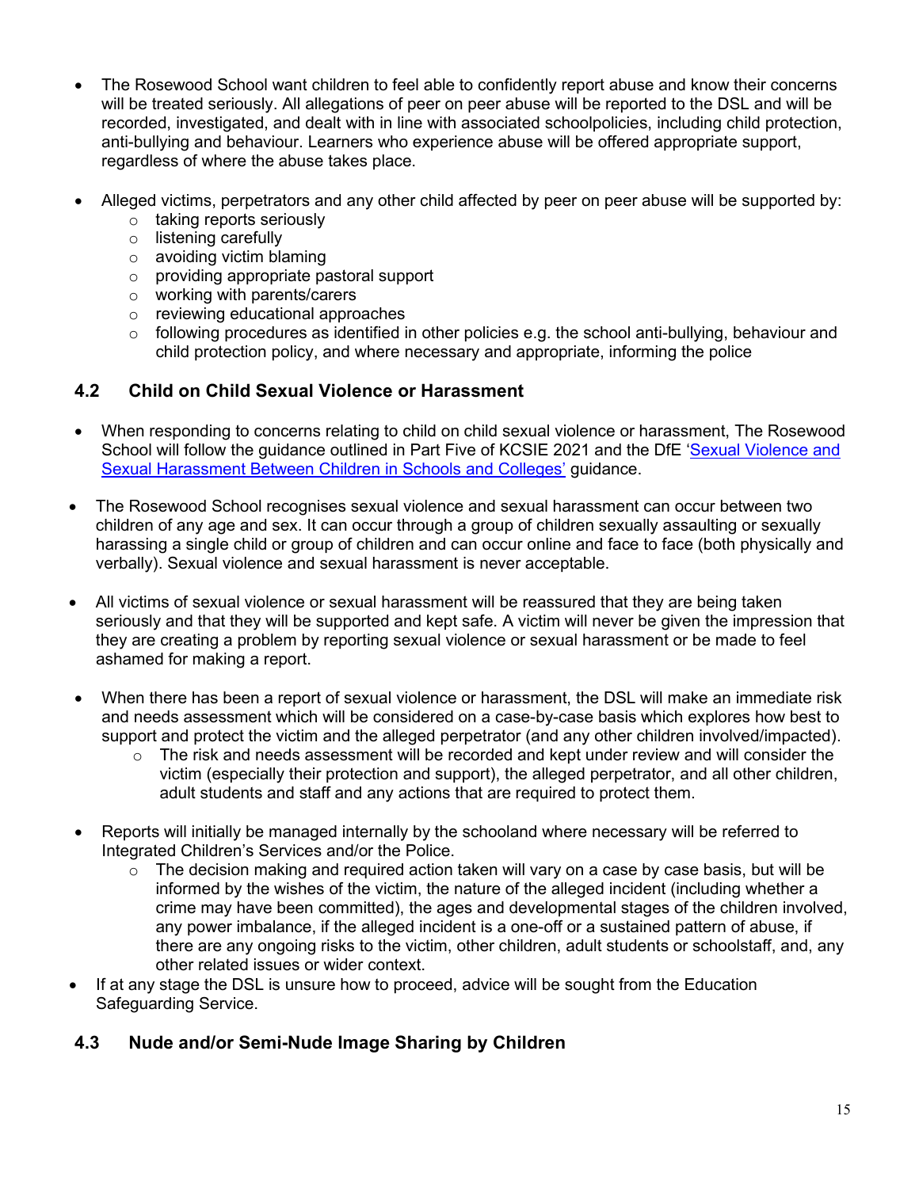- The Rosewood School want children to feel able to confidently report abuse and know their concerns will be treated seriously. All allegations of peer on peer abuse will be reported to the DSL and will be recorded, investigated, and dealt with in line with associated schoolpolicies, including child protection, anti-bullying and behaviour. Learners who experience abuse will be offered appropriate support, regardless of where the abuse takes place.

- Alleged victims, perpetrators and any other child affected by peer on peer abuse will be supported by:
  - taking reports seriously
  - listening carefully
  - avoiding victim blaming
  - providing appropriate pastoral support
  - working with parents/carers
  - reviewing educational approaches
  - following procedures as identified in other policies e.g. the school anti-bullying, behaviour and child protection policy, and where necessary and appropriate, informing the police

## 4.2 Child on Child Sexual Violence or Harassment

- When responding to concerns relating to child on child sexual violence or harassment, The Rosewood School will follow the guidance outlined in Part Five of KCSIE 2021 and the DfE '[Sexual Violence and Sexual Harassment Between Children in Schools and Colleges'](#) guidance.

- The Rosewood School recognises sexual violence and sexual harassment can occur between two children of any age and sex. It can occur through a group of children sexually assaulting or sexually harassing a single child or group of children and can occur online and face to face (both physically and verbally). Sexual violence and sexual harassment is never acceptable.

- All victims of sexual violence or sexual harassment will be reassured that they are being taken seriously and that they will be supported and kept safe. A victim will never be given the impression that they are creating a problem by reporting sexual violence or sexual harassment or be made to feel ashamed for making a report.

- When there has been a report of sexual violence or harassment, the DSL will make an immediate risk and needs assessment which will be considered on a case-by-case basis which explores how best to support and protect the victim and the alleged perpetrator (and any other children involved/impacted).
  - The risk and needs assessment will be recorded and kept under review and will consider the victim (especially their protection and support), the alleged perpetrator, and all other children, adult students and staff and any actions that are required to protect them.

- Reports will initially be managed internally by the schooland where necessary will be referred to Integrated Children's Services and/or the Police.
  - The decision making and required action taken will vary on a case by case basis, but will be informed by the wishes of the victim, the nature of the alleged incident (including whether a crime may have been committed), the ages and developmental stages of the children involved, any power imbalance, if the alleged incident is a one-off or a sustained pattern of abuse, if there are any ongoing risks to the victim, other children, adult students or schoolstaff, and, any other related issues or wider context.
- If at any stage the DSL is unsure how to proceed, advice will be sought from the Education Safeguarding Service.

## 4.3 Nude and/or Semi-Nude Image Sharing by Children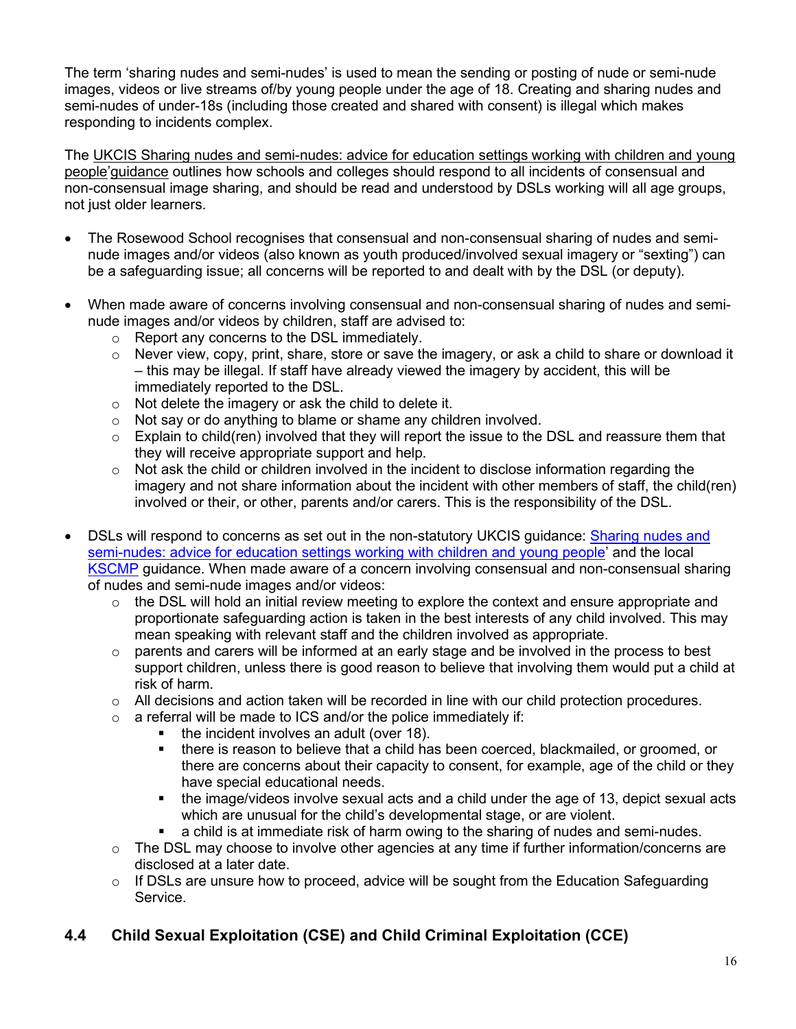The term 'sharing nudes and semi-nudes' is used to mean the sending or posting of nude or semi-nude images, videos or live streams of/by young people under the age of 18. Creating and sharing nudes and semi-nudes of under-18s (including those created and shared with consent) is illegal which makes responding to incidents complex.

The UKCIS Sharing nudes and semi-nudes: advice for education settings working with children and young people'guidance outlines how schools and colleges should respond to all incidents of consensual and non-consensual image sharing, and should be read and understood by DSLs working will all age groups, not just older learners.

- The Rosewood School recognises that consensual and non-consensual sharing of nudes and semi-nude images and/or videos (also known as youth produced/involved sexual imagery or "sexting") can be a safeguarding issue; all concerns will be reported to and dealt with by the DSL (or deputy).

- When made aware of concerns involving consensual and non-consensual sharing of nudes and semi-nude images and/or videos by children, staff are advised to:
    - Report any concerns to the DSL immediately.
    - Never view, copy, print, share, store or save the imagery, or ask a child to share or download it – this may be illegal. If staff have already viewed the imagery by accident, this will be immediately reported to the DSL.
    - Not delete the imagery or ask the child to delete it.
    - Not say or do anything to blame or shame any children involved.
    - Explain to child(ren) involved that they will report the issue to the DSL and reassure them that they will receive appropriate support and help.
    - Not ask the child or children involved in the incident to disclose information regarding the imagery and not share information about the incident with other members of staff, the child(ren) involved or their, or other, parents and/or carers. This is the responsibility of the DSL.

- DSLs will respond to concerns as set out in the non-statutory UKCIS guidance: Sharing nudes and semi-nudes: advice for education settings working with children and young people' and the local KSCMP guidance. When made aware of a concern involving consensual and non-consensual sharing of nudes and semi-nude images and/or videos:
    - the DSL will hold an initial review meeting to explore the context and ensure appropriate and proportionate safeguarding action is taken in the best interests of any child involved. This may mean speaking with relevant staff and the children involved as appropriate.
    - parents and carers will be informed at an early stage and be involved in the process to best support children, unless there is good reason to believe that involving them would put a child at risk of harm.
    - All decisions and action taken will be recorded in line with our child protection procedures.
    - a referral will be made to ICS and/or the police immediately if:
        - the incident involves an adult (over 18).
        - there is reason to believe that a child has been coerced, blackmailed, or groomed, or there are concerns about their capacity to consent, for example, age of the child or they have special educational needs.
        - the image/videos involve sexual acts and a child under the age of 13, depict sexual acts which are unusual for the child's developmental stage, or are violent.
        - a child is at immediate risk of harm owing to the sharing of nudes and semi-nudes.
    - The DSL may choose to involve other agencies at any time if further information/concerns are disclosed at a later date.
    - If DSLs are unsure how to proceed, advice will be sought from the Education Safeguarding Service.

## 4.4 Child Sexual Exploitation (CSE) and Child Criminal Exploitation (CCE)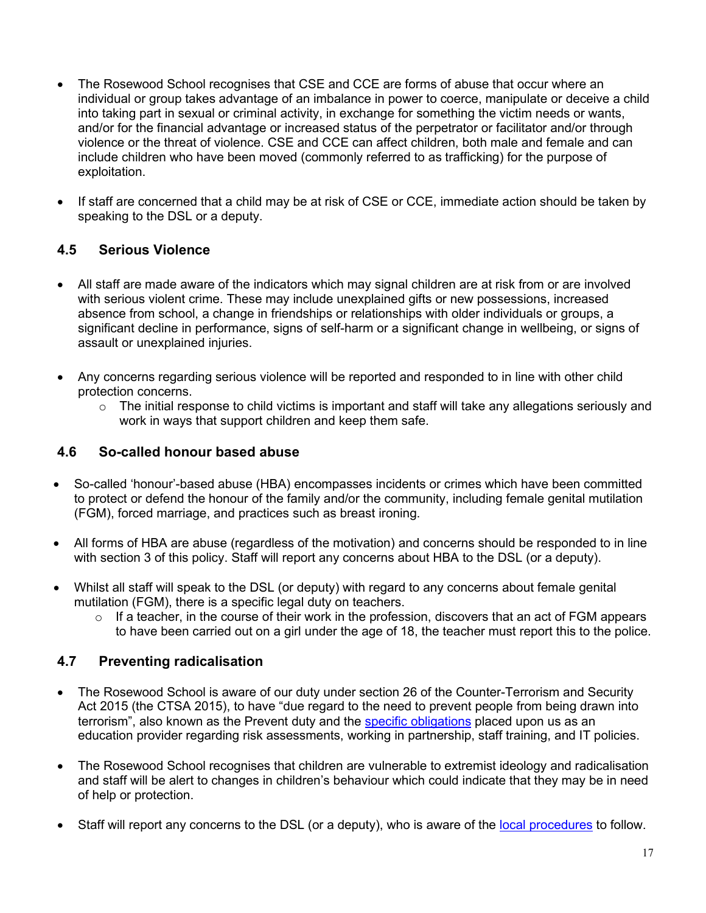- The Rosewood School recognises that CSE and CCE are forms of abuse that occur where an individual or group takes advantage of an imbalance in power to coerce, manipulate or deceive a child into taking part in sexual or criminal activity, in exchange for something the victim needs or wants, and/or for the financial advantage or increased status of the perpetrator or facilitator and/or through violence or the threat of violence. CSE and CCE can affect children, both male and female and can include children who have been moved (commonly referred to as trafficking) for the purpose of exploitation.

- If staff are concerned that a child may be at risk of CSE or CCE, immediate action should be taken by speaking to the DSL or a deputy.

### 4.5 Serious Violence

- All staff are made aware of the indicators which may signal children are at risk from or are involved with serious violent crime. These may include unexplained gifts or new possessions, increased absence from school, a change in friendships or relationships with older individuals or groups, a significant decline in performance, signs of self-harm or a significant change in wellbeing, or signs of assault or unexplained injuries.

- Any concerns regarding serious violence will be reported and responded to in line with other child protection concerns.
  - The initial response to child victims is important and staff will take any allegations seriously and work in ways that support children and keep them safe.

### 4.6 So-called honour based abuse

- So-called 'honour'-based abuse (HBA) encompasses incidents or crimes which have been committed to protect or defend the honour of the family and/or the community, including female genital mutilation (FGM), forced marriage, and practices such as breast ironing.

- All forms of HBA are abuse (regardless of the motivation) and concerns should be responded to in line with section 3 of this policy. Staff will report any concerns about HBA to the DSL (or a deputy).

- Whilst all staff will speak to the DSL (or deputy) with regard to any concerns about female genital mutilation (FGM), there is a specific legal duty on teachers.
  - If a teacher, in the course of their work in the profession, discovers that an act of FGM appears to have been carried out on a girl under the age of 18, the teacher must report this to the police.

### 4.7 Preventing radicalisation

- The Rosewood School is aware of our duty under section 26 of the Counter-Terrorism and Security Act 2015 (the CTSA 2015), to have "due regard to the need to prevent people from being drawn into terrorism", also known as the Prevent duty and the specific obligations placed upon us as an education provider regarding risk assessments, working in partnership, staff training, and IT policies.

- The Rosewood School recognises that children are vulnerable to extremist ideology and radicalisation and staff will be alert to changes in children's behaviour which could indicate that they may be in need of help or protection.

- Staff will report any concerns to the DSL (or a deputy), who is aware of the local procedures to follow.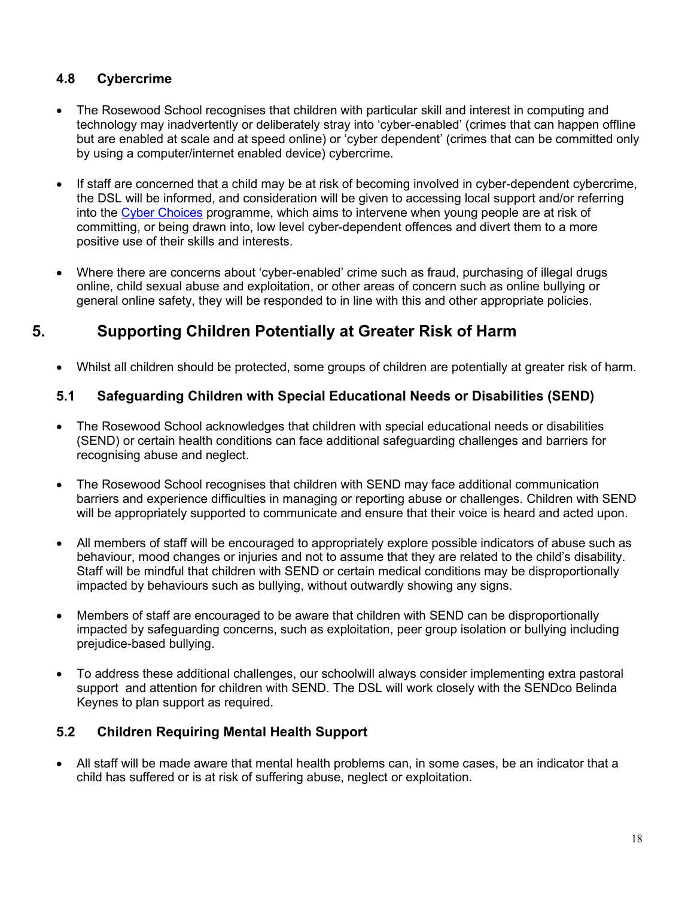### 4.8 Cybercrime

- The Rosewood School recognises that children with particular skill and interest in computing and technology may inadvertently or deliberately stray into 'cyber-enabled' (crimes that can happen offline but are enabled at scale and at speed online) or 'cyber dependent' (crimes that can be committed only by using a computer/internet enabled device) cybercrime.

- If staff are concerned that a child may be at risk of becoming involved in cyber-dependent cybercrime, the DSL will be informed, and consideration will be given to accessing local support and/or referring into the Cyber Choices programme, which aims to intervene when young people are at risk of committing, or being drawn into, low level cyber-dependent offences and divert them to a more positive use of their skills and interests.

- Where there are concerns about 'cyber-enabled' crime such as fraud, purchasing of illegal drugs online, child sexual abuse and exploitation, or other areas of concern such as online bullying or general online safety, they will be responded to in line with this and other appropriate policies.

## 5. Supporting Children Potentially at Greater Risk of Harm

- Whilst all children should be protected, some groups of children are potentially at greater risk of harm.

### 5.1 Safeguarding Children with Special Educational Needs or Disabilities (SEND)

- The Rosewood School acknowledges that children with special educational needs or disabilities (SEND) or certain health conditions can face additional safeguarding challenges and barriers for recognising abuse and neglect.

- The Rosewood School recognises that children with SEND may face additional communication barriers and experience difficulties in managing or reporting abuse or challenges. Children with SEND will be appropriately supported to communicate and ensure that their voice is heard and acted upon.

- All members of staff will be encouraged to appropriately explore possible indicators of abuse such as behaviour, mood changes or injuries and not to assume that they are related to the child's disability. Staff will be mindful that children with SEND or certain medical conditions may be disproportionally impacted by behaviours such as bullying, without outwardly showing any signs.

- Members of staff are encouraged to be aware that children with SEND can be disproportionally impacted by safeguarding concerns, such as exploitation, peer group isolation or bullying including prejudice-based bullying.

- To address these additional challenges, our schoolwill always consider implementing extra pastoral support and attention for children with SEND. The DSL will work closely with the SENDco Belinda Keynes to plan support as required.

### 5.2 Children Requiring Mental Health Support

- All staff will be made aware that mental health problems can, in some cases, be an indicator that a child has suffered or is at risk of suffering abuse, neglect or exploitation.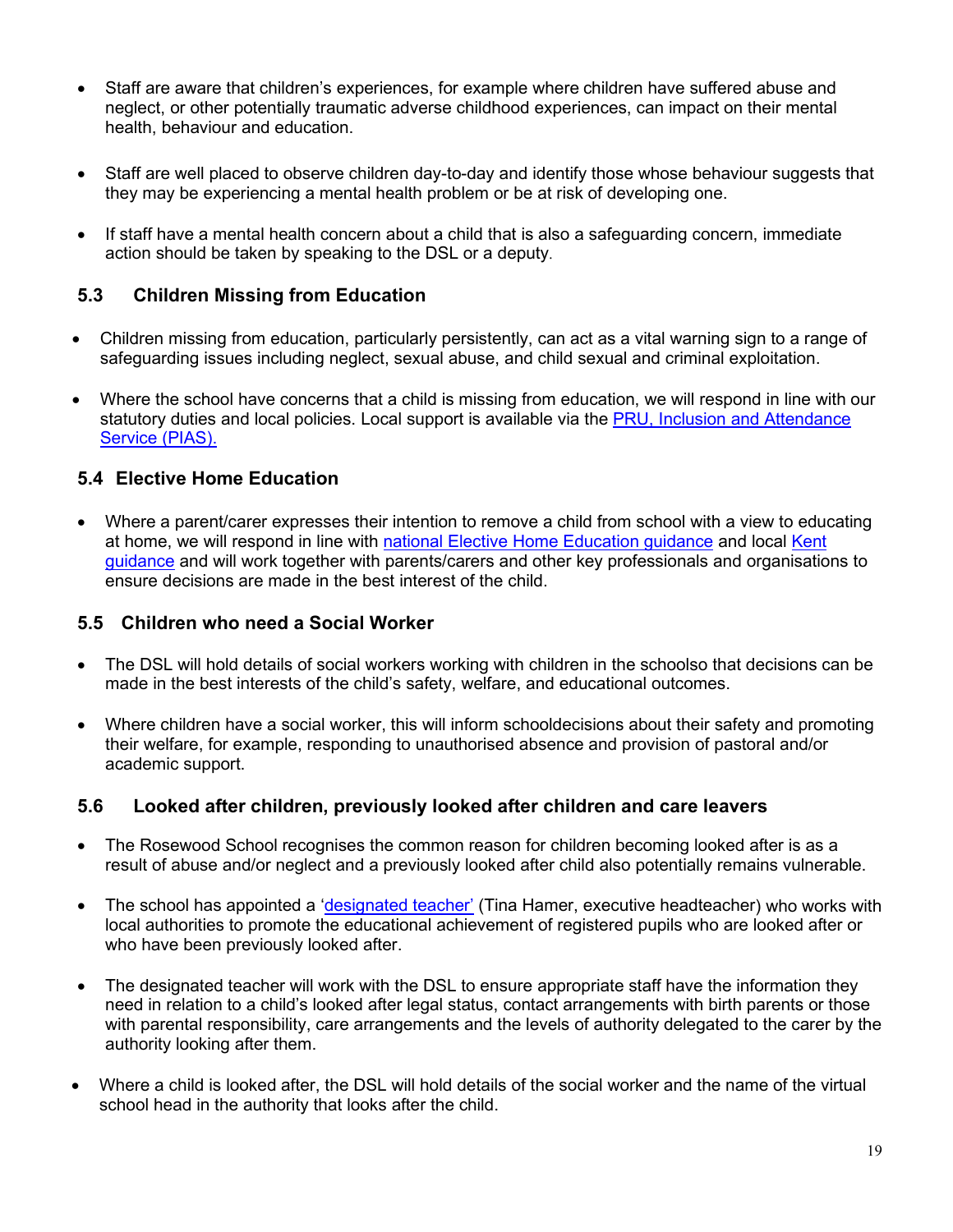- Staff are aware that children's experiences, for example where children have suffered abuse and neglect, or other potentially traumatic adverse childhood experiences, can impact on their mental health, behaviour and education.

- Staff are well placed to observe children day-to-day and identify those whose behaviour suggests that they may be experiencing a mental health problem or be at risk of developing one.

- If staff have a mental health concern about a child that is also a safeguarding concern, immediate action should be taken by speaking to the DSL or a deputy.

### 5.3 Children Missing from Education

- Children missing from education, particularly persistently, can act as a vital warning sign to a range of safeguarding issues including neglect, sexual abuse, and child sexual and criminal exploitation.

- Where the school have concerns that a child is missing from education, we will respond in line with our statutory duties and local policies. Local support is available via the PRU, Inclusion and Attendance Service (PIAS).

### 5.4 Elective Home Education

- Where a parent/carer expresses their intention to remove a child from school with a view to educating at home, we will respond in line with national Elective Home Education guidance and local Kent guidance and will work together with parents/carers and other key professionals and organisations to ensure decisions are made in the best interest of the child.

### 5.5 Children who need a Social Worker

- The DSL will hold details of social workers working with children in the schoolso that decisions can be made in the best interests of the child's safety, welfare, and educational outcomes.

- Where children have a social worker, this will inform schooldecisions about their safety and promoting their welfare, for example, responding to unauthorised absence and provision of pastoral and/or academic support.

### 5.6 Looked after children, previously looked after children and care leavers

- The Rosewood School recognises the common reason for children becoming looked after is as a result of abuse and/or neglect and a previously looked after child also potentially remains vulnerable.

- The school has appointed a 'designated teacher' (Tina Hamer, executive headteacher) who works with local authorities to promote the educational achievement of registered pupils who are looked after or who have been previously looked after.

- The designated teacher will work with the DSL to ensure appropriate staff have the information they need in relation to a child's looked after legal status, contact arrangements with birth parents or those with parental responsibility, care arrangements and the levels of authority delegated to the carer by the authority looking after them.

- Where a child is looked after, the DSL will hold details of the social worker and the name of the virtual school head in the authority that looks after the child.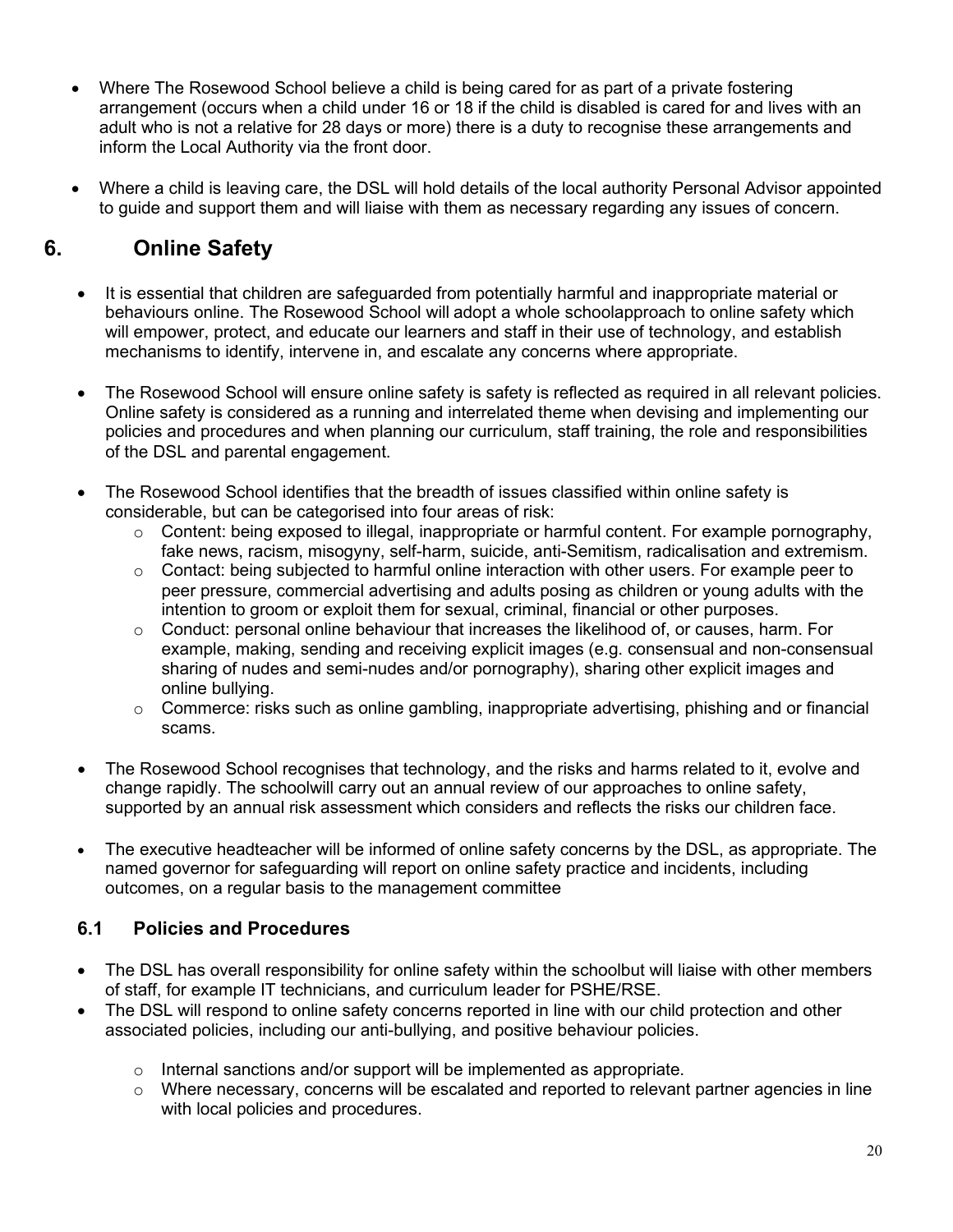- Where The Rosewood School believe a child is being cared for as part of a private fostering arrangement (occurs when a child under 16 or 18 if the child is disabled is cared for and lives with an adult who is not a relative for 28 days or more) there is a duty to recognise these arrangements and inform the Local Authority via the front door.

- Where a child is leaving care, the DSL will hold details of the local authority Personal Advisor appointed to guide and support them and will liaise with them as necessary regarding any issues of concern.

## 6. Online Safety

- It is essential that children are safeguarded from potentially harmful and inappropriate material or behaviours online. The Rosewood School will adopt a whole schoolapproach to online safety which will empower, protect, and educate our learners and staff in their use of technology, and establish mechanisms to identify, intervene in, and escalate any concerns where appropriate.

- The Rosewood School will ensure online safety is safety is reflected as required in all relevant policies. Online safety is considered as a running and interrelated theme when devising and implementing our policies and procedures and when planning our curriculum, staff training, the role and responsibilities of the DSL and parental engagement.

- The Rosewood School identifies that the breadth of issues classified within online safety is considerable, but can be categorised into four areas of risk:
  - Content: being exposed to illegal, inappropriate or harmful content. For example pornography, fake news, racism, misogyny, self-harm, suicide, anti-Semitism, radicalisation and extremism.
  - Contact: being subjected to harmful online interaction with other users. For example peer to peer pressure, commercial advertising and adults posing as children or young adults with the intention to groom or exploit them for sexual, criminal, financial or other purposes.
  - Conduct: personal online behaviour that increases the likelihood of, or causes, harm. For example, making, sending and receiving explicit images (e.g. consensual and non-consensual sharing of nudes and semi-nudes and/or pornography), sharing other explicit images and online bullying.
  - Commerce: risks such as online gambling, inappropriate advertising, phishing and or financial scams.

- The Rosewood School recognises that technology, and the risks and harms related to it, evolve and change rapidly. The schoolwill carry out an annual review of our approaches to online safety, supported by an annual risk assessment which considers and reflects the risks our children face.

- The executive headteacher will be informed of online safety concerns by the DSL, as appropriate. The named governor for safeguarding will report on online safety practice and incidents, including outcomes, on a regular basis to the management committee

### 6.1 Policies and Procedures

- The DSL has overall responsibility for online safety within the schoolbut will liaise with other members of staff, for example IT technicians, and curriculum leader for PSHE/RSE.
- The DSL will respond to online safety concerns reported in line with our child protection and other associated policies, including our anti-bullying, and positive behaviour policies.
  - Internal sanctions and/or support will be implemented as appropriate.
  - Where necessary, concerns will be escalated and reported to relevant partner agencies in line with local policies and procedures.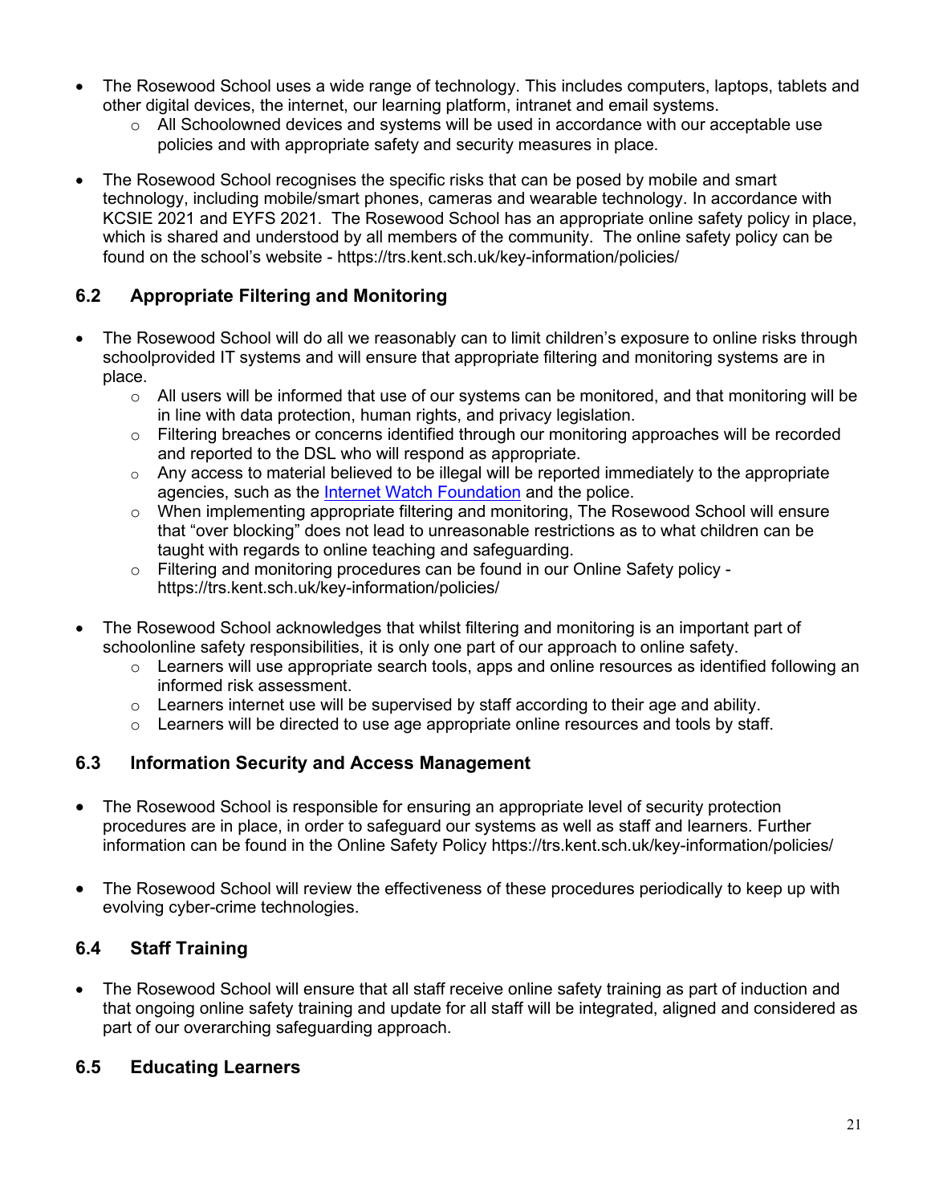- The Rosewood School uses a wide range of technology. This includes computers, laptops, tablets and other digital devices, the internet, our learning platform, intranet and email systems.
  - All Schoolowned devices and systems will be used in accordance with our acceptable use policies and with appropriate safety and security measures in place.

- The Rosewood School recognises the specific risks that can be posed by mobile and smart technology, including mobile/smart phones, cameras and wearable technology. In accordance with KCSIE 2021 and EYFS 2021. The Rosewood School has an appropriate online safety policy in place, which is shared and understood by all members of the community. The online safety policy can be found on the school's website - https://trs.kent.sch.uk/key-information/policies/

## 6.2 Appropriate Filtering and Monitoring

- The Rosewood School will do all we reasonably can to limit children's exposure to online risks through schoolprovided IT systems and will ensure that appropriate filtering and monitoring systems are in place.
  - All users will be informed that use of our systems can be monitored, and that monitoring will be in line with data protection, human rights, and privacy legislation.
  - Filtering breaches or concerns identified through our monitoring approaches will be recorded and reported to the DSL who will respond as appropriate.
  - Any access to material believed to be illegal will be reported immediately to the appropriate agencies, such as the Internet Watch Foundation and the police.
  - When implementing appropriate filtering and monitoring, The Rosewood School will ensure that "over blocking" does not lead to unreasonable restrictions as to what children can be taught with regards to online teaching and safeguarding.
  - Filtering and monitoring procedures can be found in our Online Safety policy - https://trs.kent.sch.uk/key-information/policies/

- The Rosewood School acknowledges that whilst filtering and monitoring is an important part of schoolonline safety responsibilities, it is only one part of our approach to online safety.
  - Learners will use appropriate search tools, apps and online resources as identified following an informed risk assessment.
  - Learners internet use will be supervised by staff according to their age and ability.
  - Learners will be directed to use age appropriate online resources and tools by staff.

## 6.3 Information Security and Access Management

- The Rosewood School is responsible for ensuring an appropriate level of security protection procedures are in place, in order to safeguard our systems as well as staff and learners. Further information can be found in the Online Safety Policy https://trs.kent.sch.uk/key-information/policies/

- The Rosewood School will review the effectiveness of these procedures periodically to keep up with evolving cyber-crime technologies.

## 6.4 Staff Training

- The Rosewood School will ensure that all staff receive online safety training as part of induction and that ongoing online safety training and update for all staff will be integrated, aligned and considered as part of our overarching safeguarding approach.

## 6.5 Educating Learners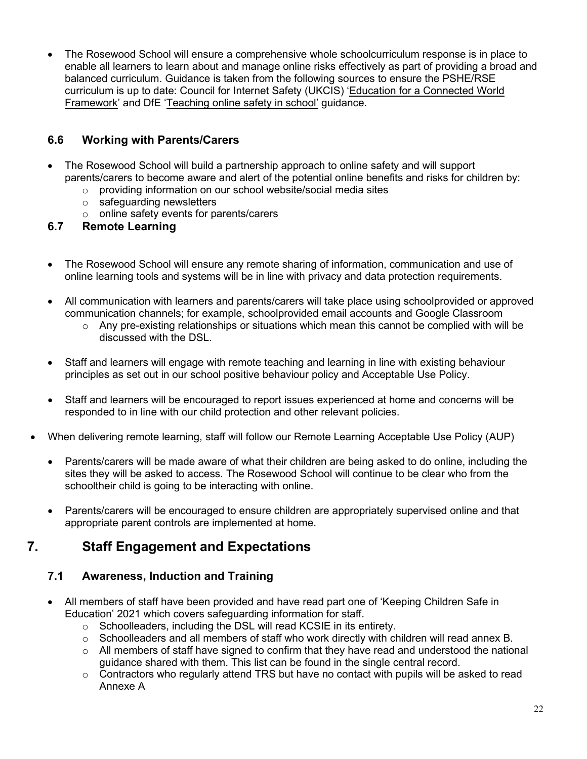- The Rosewood School will ensure a comprehensive whole schoolcurriculum response is in place to enable all learners to learn about and manage online risks effectively as part of providing a broad and balanced curriculum. Guidance is taken from the following sources to ensure the PSHE/RSE curriculum is up to date: Council for Internet Safety (UKCIS) 'Education for a Connected World Framework' and DfE 'Teaching online safety in school' guidance.

### 6.6 Working with Parents/Carers

- The Rosewood School will build a partnership approach to online safety and will support parents/carers to become aware and alert of the potential online benefits and risks for children by:
  - providing information on our school website/social media sites
  - safeguarding newsletters
  - online safety events for parents/carers

### 6.7 Remote Learning

- The Rosewood School will ensure any remote sharing of information, communication and use of online learning tools and systems will be in line with privacy and data protection requirements.

- All communication with learners and parents/carers will take place using schoolprovided or approved communication channels; for example, schoolprovided email accounts and Google Classroom
  - Any pre-existing relationships or situations which mean this cannot be complied with will be discussed with the DSL.

- Staff and learners will engage with remote teaching and learning in line with existing behaviour principles as set out in our school positive behaviour policy and Acceptable Use Policy.

- Staff and learners will be encouraged to report issues experienced at home and concerns will be responded to in line with our child protection and other relevant policies.

- When delivering remote learning, staff will follow our Remote Learning Acceptable Use Policy (AUP)

- Parents/carers will be made aware of what their children are being asked to do online, including the sites they will be asked to access. The Rosewood School will continue to be clear who from the schooltheir child is going to be interacting with online.

- Parents/carers will be encouraged to ensure children are appropriately supervised online and that appropriate parent controls are implemented at home.

## 7. Staff Engagement and Expectations

### 7.1 Awareness, Induction and Training

- All members of staff have been provided and have read part one of 'Keeping Children Safe in Education' 2021 which covers safeguarding information for staff.
  - Schoolleaders, including the DSL will read KCSIE in its entirety.
  - Schoolleaders and all members of staff who work directly with children will read annex B.
  - All members of staff have signed to confirm that they have read and understood the national guidance shared with them. This list can be found in the single central record.
  - Contractors who regularly attend TRS but have no contact with pupils will be asked to read Annexe A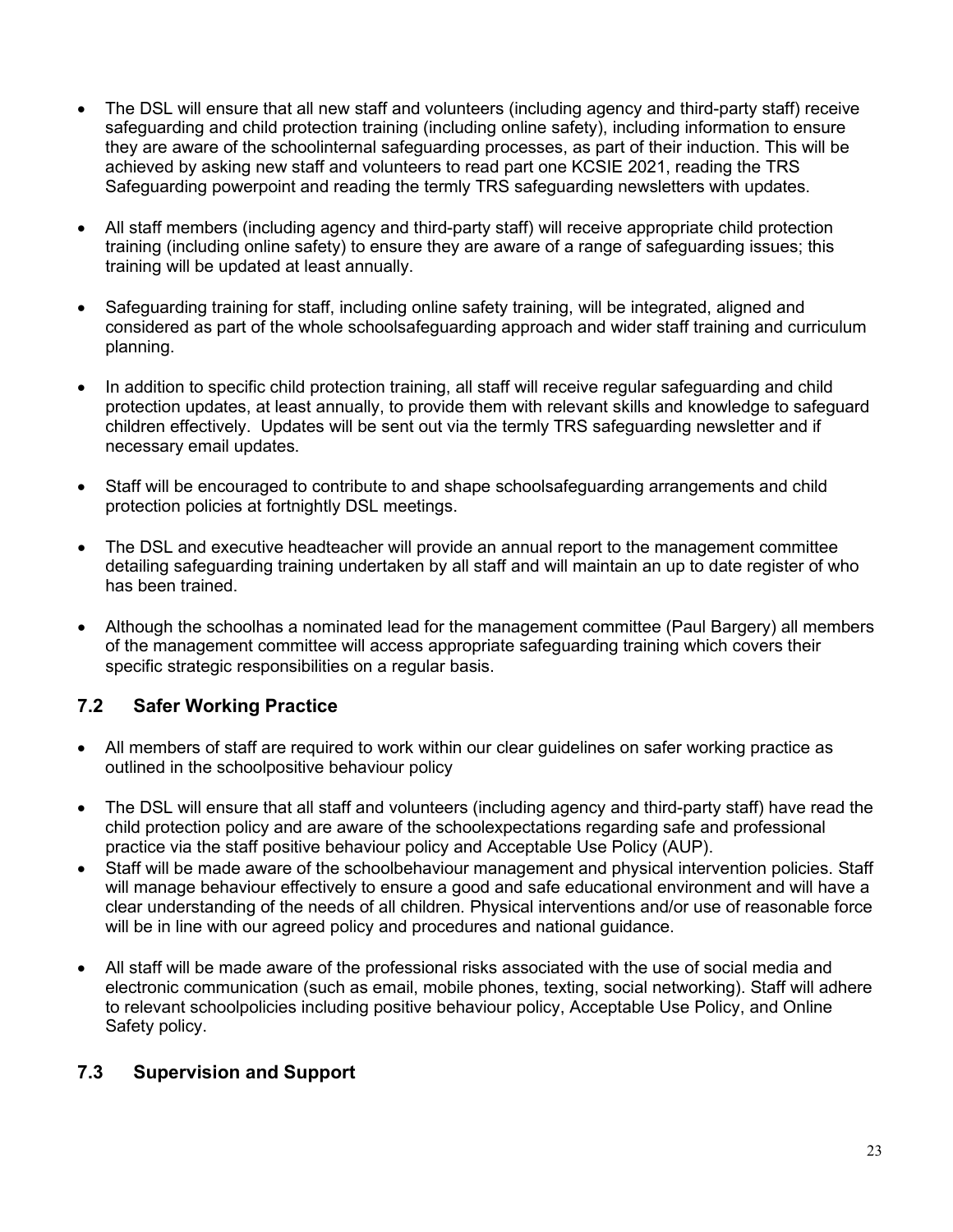- The DSL will ensure that all new staff and volunteers (including agency and third-party staff) receive safeguarding and child protection training (including online safety), including information to ensure they are aware of the schoolinternal safeguarding processes, as part of their induction. This will be achieved by asking new staff and volunteers to read part one KCSIE 2021, reading the TRS Safeguarding powerpoint and reading the termly TRS safeguarding newsletters with updates.

- All staff members (including agency and third-party staff) will receive appropriate child protection training (including online safety) to ensure they are aware of a range of safeguarding issues; this training will be updated at least annually.

- Safeguarding training for staff, including online safety training, will be integrated, aligned and considered as part of the whole schoolsafeguarding approach and wider staff training and curriculum planning.

- In addition to specific child protection training, all staff will receive regular safeguarding and child protection updates, at least annually, to provide them with relevant skills and knowledge to safeguard children effectively. Updates will be sent out via the termly TRS safeguarding newsletter and if necessary email updates.

- Staff will be encouraged to contribute to and shape schoolsafeguarding arrangements and child protection policies at fortnightly DSL meetings.

- The DSL and executive headteacher will provide an annual report to the management committee detailing safeguarding training undertaken by all staff and will maintain an up to date register of who has been trained.

- Although the schoolhas a nominated lead for the management committee (Paul Bargery) all members of the management committee will access appropriate safeguarding training which covers their specific strategic responsibilities on a regular basis.

## 7.2 Safer Working Practice

- All members of staff are required to work within our clear guidelines on safer working practice as outlined in the schoolpositive behaviour policy

- The DSL will ensure that all staff and volunteers (including agency and third-party staff) have read the child protection policy and are aware of the schoolexpectations regarding safe and professional practice via the staff positive behaviour policy and Acceptable Use Policy (AUP).
- Staff will be made aware of the schoolbehaviour management and physical intervention policies. Staff will manage behaviour effectively to ensure a good and safe educational environment and will have a clear understanding of the needs of all children. Physical interventions and/or use of reasonable force will be in line with our agreed policy and procedures and national guidance.

- All staff will be made aware of the professional risks associated with the use of social media and electronic communication (such as email, mobile phones, texting, social networking). Staff will adhere to relevant schoolpolicies including positive behaviour policy, Acceptable Use Policy, and Online Safety policy.

## 7.3 Supervision and Support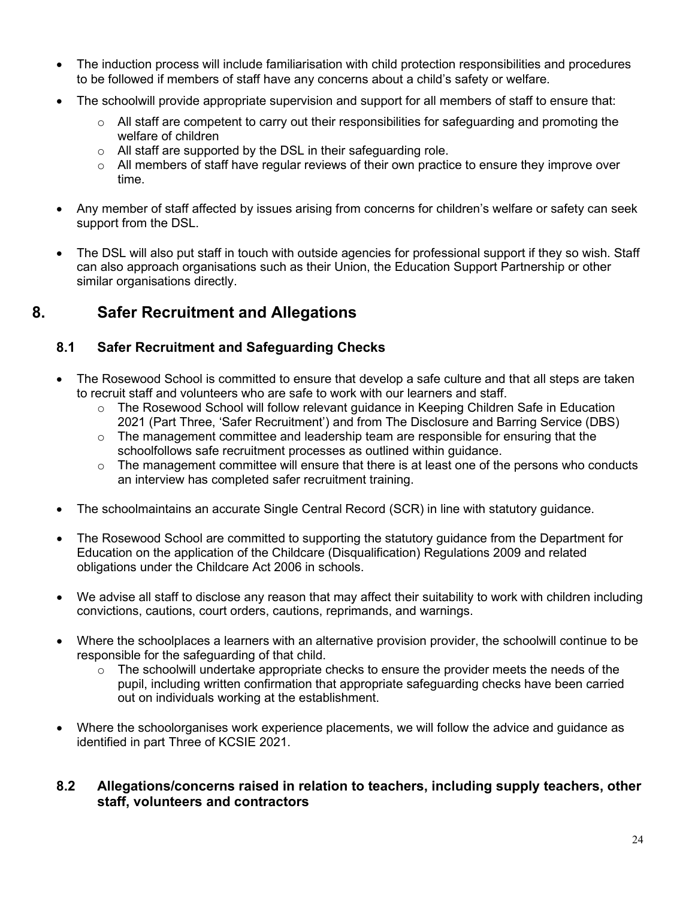- The induction process will include familiarisation with child protection responsibilities and procedures to be followed if members of staff have any concerns about a child's safety or welfare.
- The schoolwill provide appropriate supervision and support for all members of staff to ensure that:
  - All staff are competent to carry out their responsibilities for safeguarding and promoting the welfare of children
  - All staff are supported by the DSL in their safeguarding role.
  - All members of staff have regular reviews of their own practice to ensure they improve over time.
- Any member of staff affected by issues arising from concerns for children's welfare or safety can seek support from the DSL.
- The DSL will also put staff in touch with outside agencies for professional support if they so wish. Staff can also approach organisations such as their Union, the Education Support Partnership or other similar organisations directly.

# 8. Safer Recruitment and Allegations

## 8.1 Safer Recruitment and Safeguarding Checks

- The Rosewood School is committed to ensure that develop a safe culture and that all steps are taken to recruit staff and volunteers who are safe to work with our learners and staff.
  - The Rosewood School will follow relevant guidance in Keeping Children Safe in Education 2021 (Part Three, 'Safer Recruitment') and from The Disclosure and Barring Service (DBS)
  - The management committee and leadership team are responsible for ensuring that the schoolfollows safe recruitment processes as outlined within guidance.
  - The management committee will ensure that there is at least one of the persons who conducts an interview has completed safer recruitment training.
- The schoolmaintains an accurate Single Central Record (SCR) in line with statutory guidance.
- The Rosewood School are committed to supporting the statutory guidance from the Department for Education on the application of the Childcare (Disqualification) Regulations 2009 and related obligations under the Childcare Act 2006 in schools.
- We advise all staff to disclose any reason that may affect their suitability to work with children including convictions, cautions, court orders, cautions, reprimands, and warnings.
- Where the schoolplaces a learners with an alternative provision provider, the schoolwill continue to be responsible for the safeguarding of that child.
  - The schoolwill undertake appropriate checks to ensure the provider meets the needs of the pupil, including written confirmation that appropriate safeguarding checks have been carried out on individuals working at the establishment.
- Where the schoolorganises work experience placements, we will follow the advice and guidance as identified in part Three of KCSIE 2021.

## 8.2 Allegations/concerns raised in relation to teachers, including supply teachers, other staff, volunteers and contractors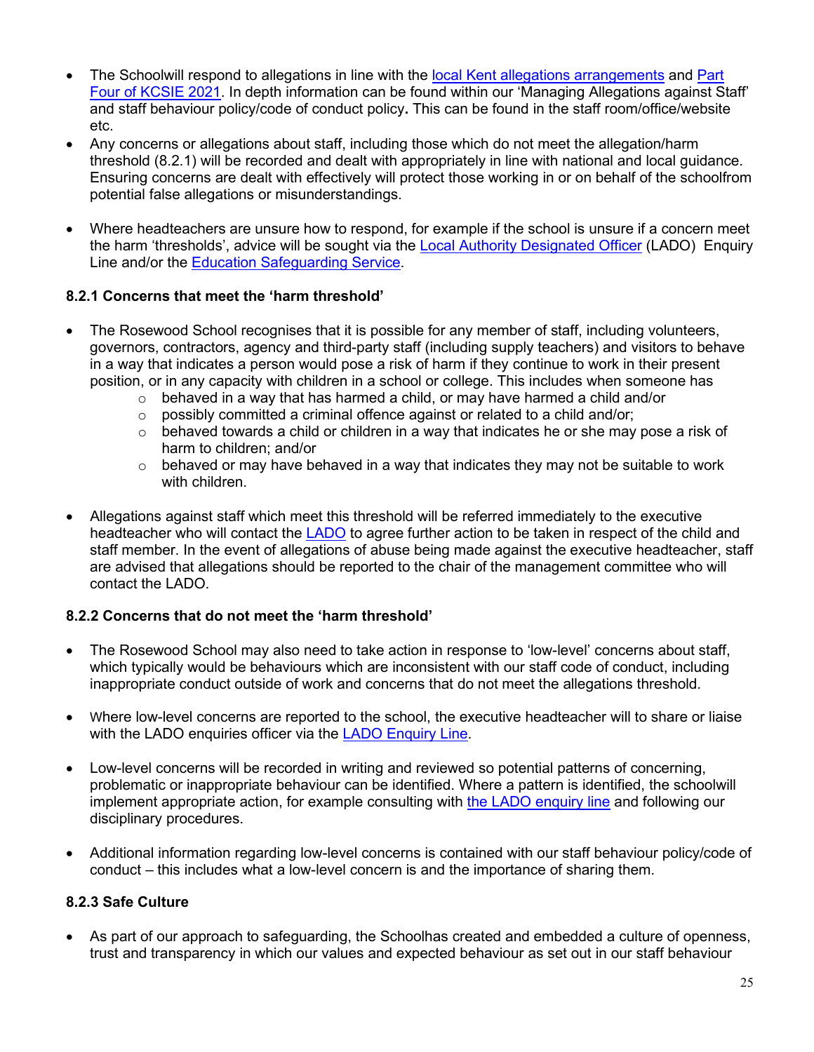- The Schoolwill respond to allegations in line with the local Kent allegations arrangements and Part Four of KCSIE 2021. In depth information can be found within our 'Managing Allegations against Staff' and staff behaviour policy/code of conduct policy**.** This can be found in the staff room/office/website etc.
- Any concerns or allegations about staff, including those which do not meet the allegation/harm threshold (8.2.1) will be recorded and dealt with appropriately in line with national and local guidance. Ensuring concerns are dealt with effectively will protect those working in or on behalf of the schoolfrom potential false allegations or misunderstandings.

- Where headteachers are unsure how to respond, for example if the school is unsure if a concern meet the harm 'thresholds', advice will be sought via the Local Authority Designated Officer (LADO) Enquiry Line and/or the Education Safeguarding Service.

**8.2.1 Concerns that meet the 'harm threshold'**

- The Rosewood School recognises that it is possible for any member of staff, including volunteers, governors, contractors, agency and third-party staff (including supply teachers) and visitors to behave in a way that indicates a person would pose a risk of harm if they continue to work in their present position, or in any capacity with children in a school or college. This includes when someone has
  - behaved in a way that has harmed a child, or may have harmed a child and/or
  - possibly committed a criminal offence against or related to a child and/or;
  - behaved towards a child or children in a way that indicates he or she may pose a risk of harm to children; and/or
  - behaved or may have behaved in a way that indicates they may not be suitable to work with children.

- Allegations against staff which meet this threshold will be referred immediately to the executive headteacher who will contact the LADO to agree further action to be taken in respect of the child and staff member. In the event of allegations of abuse being made against the executive headteacher, staff are advised that allegations should be reported to the chair of the management committee who will contact the LADO.

**8.2.2 Concerns that do not meet the 'harm threshold'**

- The Rosewood School may also need to take action in response to 'low-level' concerns about staff, which typically would be behaviours which are inconsistent with our staff code of conduct, including inappropriate conduct outside of work and concerns that do not meet the allegations threshold.

- Where low-level concerns are reported to the school, the executive headteacher will to share or liaise with the LADO enquiries officer via the LADO Enquiry Line.

- Low-level concerns will be recorded in writing and reviewed so potential patterns of concerning, problematic or inappropriate behaviour can be identified. Where a pattern is identified, the schoolwill implement appropriate action, for example consulting with the LADO enquiry line and following our disciplinary procedures.

- Additional information regarding low-level concerns is contained with our staff behaviour policy/code of conduct – this includes what a low-level concern is and the importance of sharing them.

**8.2.3 Safe Culture**

- As part of our approach to safeguarding, the Schoolhas created and embedded a culture of openness, trust and transparency in which our values and expected behaviour as set out in our staff behaviour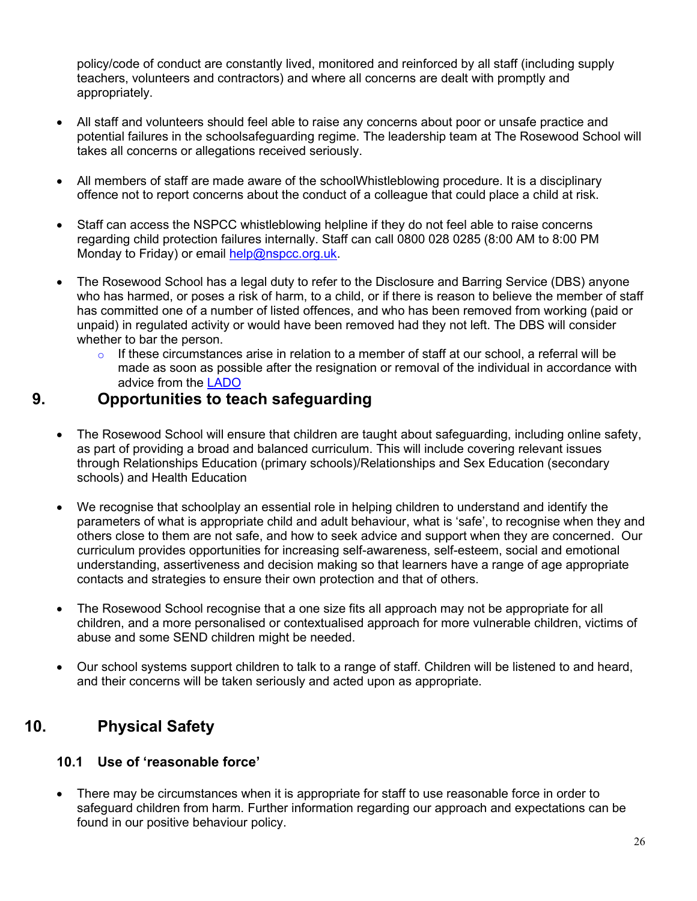policy/code of conduct are constantly lived, monitored and reinforced by all staff (including supply teachers, volunteers and contractors) and where all concerns are dealt with promptly and appropriately.

- All staff and volunteers should feel able to raise any concerns about poor or unsafe practice and potential failures in the schoolsafeguarding regime. The leadership team at The Rosewood School will takes all concerns or allegations received seriously.

- All members of staff are made aware of the schoolWhistleblowing procedure. It is a disciplinary offence not to report concerns about the conduct of a colleague that could place a child at risk.

- Staff can access the NSPCC whistleblowing helpline if they do not feel able to raise concerns regarding child protection failures internally. Staff can call 0800 028 0285 (8:00 AM to 8:00 PM Monday to Friday) or email [help@nspcc.org.uk](mailto:help@nspcc.org.uk).

- The Rosewood School has a legal duty to refer to the Disclosure and Barring Service (DBS) anyone who has harmed, or poses a risk of harm, to a child, or if there is reason to believe the member of staff has committed one of a number of listed offences, and who has been removed from working (paid or unpaid) in regulated activity or would have been removed had they not left. The DBS will consider whether to bar the person.
  - If these circumstances arise in relation to a member of staff at our school, a referral will be made as soon as possible after the resignation or removal of the individual in accordance with advice from the LADO

## 9. Opportunities to teach safeguarding

- The Rosewood School will ensure that children are taught about safeguarding, including online safety, as part of providing a broad and balanced curriculum. This will include covering relevant issues through Relationships Education (primary schools)/Relationships and Sex Education (secondary schools) and Health Education

- We recognise that schoolplay an essential role in helping children to understand and identify the parameters of what is appropriate child and adult behaviour, what is 'safe', to recognise when they and others close to them are not safe, and how to seek advice and support when they are concerned. Our curriculum provides opportunities for increasing self-awareness, self-esteem, social and emotional understanding, assertiveness and decision making so that learners have a range of age appropriate contacts and strategies to ensure their own protection and that of others.

- The Rosewood School recognise that a one size fits all approach may not be appropriate for all children, and a more personalised or contextualised approach for more vulnerable children, victims of abuse and some SEND children might be needed.

- Our school systems support children to talk to a range of staff. Children will be listened to and heard, and their concerns will be taken seriously and acted upon as appropriate.

## 10. Physical Safety

### 10.1 Use of 'reasonable force'

- There may be circumstances when it is appropriate for staff to use reasonable force in order to safeguard children from harm. Further information regarding our approach and expectations can be found in our positive behaviour policy.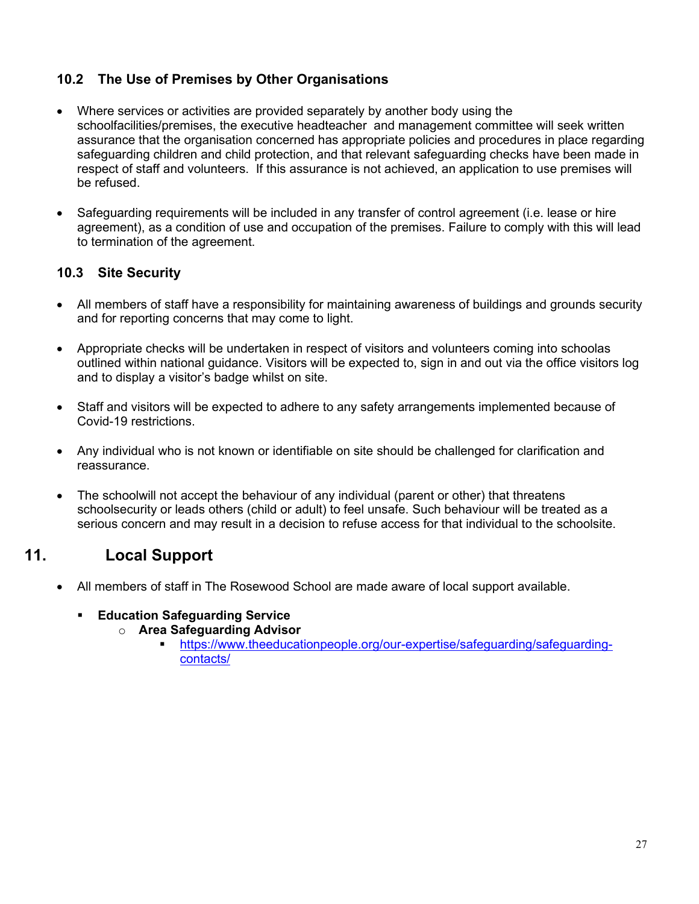### 10.2 The Use of Premises by Other Organisations

- Where services or activities are provided separately by another body using the schoolfacilities/premises, the executive headteacher and management committee will seek written assurance that the organisation concerned has appropriate policies and procedures in place regarding safeguarding children and child protection, and that relevant safeguarding checks have been made in respect of staff and volunteers. If this assurance is not achieved, an application to use premises will be refused.

- Safeguarding requirements will be included in any transfer of control agreement (i.e. lease or hire agreement), as a condition of use and occupation of the premises. Failure to comply with this will lead to termination of the agreement.

### 10.3 Site Security

- All members of staff have a responsibility for maintaining awareness of buildings and grounds security and for reporting concerns that may come to light.

- Appropriate checks will be undertaken in respect of visitors and volunteers coming into schoolas outlined within national guidance. Visitors will be expected to, sign in and out via the office visitors log and to display a visitor's badge whilst on site.

- Staff and visitors will be expected to adhere to any safety arrangements implemented because of Covid-19 restrictions.

- Any individual who is not known or identifiable on site should be challenged for clarification and reassurance.

- The schoolwill not accept the behaviour of any individual (parent or other) that threatens schoolsecurity or leads others (child or adult) to feel unsafe. Such behaviour will be treated as a serious concern and may result in a decision to refuse access for that individual to the schoolsite.

## 11. Local Support

- All members of staff in The Rosewood School are made aware of local support available.
  - **Education Safeguarding Service**
    - **Area Safeguarding Advisor**
      - https://www.theeducationpeople.org/our-expertise/safeguarding/safeguarding-contacts/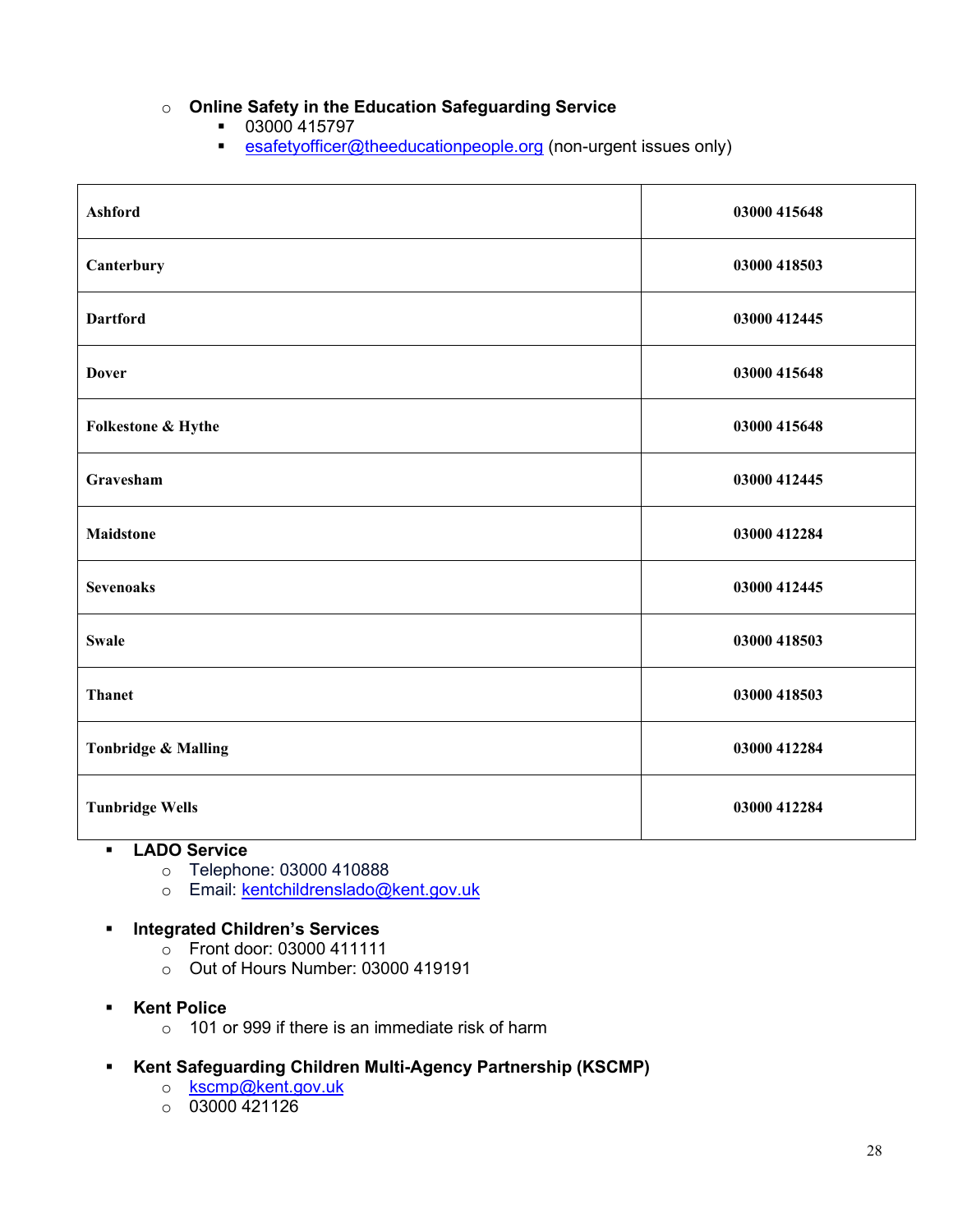- **Online Safety in the Education Safeguarding Service**
  - 03000 415797
  - esafetyofficer@theeducationpeople.org (non-urgent issues only)

| | |
|---|---|
| **Ashford** | **03000 415648** |
| **Canterbury** | **03000 418503** |
| **Dartford** | **03000 412445** |
| **Dover** | **03000 415648** |
| **Folkestone & Hythe** | **03000 415648** |
| **Gravesham** | **03000 412445** |
| **Maidstone** | **03000 412284** |
| **Sevenoaks** | **03000 412445** |
| **Swale** | **03000 418503** |
| **Thanet** | **03000 418503** |
| **Tonbridge & Malling** | **03000 412284** |
| **Tunbridge Wells** | **03000 412284** |

- **LADO Service**
  - Telephone: 03000 410888
  - Email: kentchildrenslado@kent.gov.uk

- **Integrated Children's Services**
  - Front door: 03000 411111
  - Out of Hours Number: 03000 419191

- **Kent Police**
  - 101 or 999 if there is an immediate risk of harm

- **Kent Safeguarding Children Multi-Agency Partnership (KSCMP)**
  - kscmp@kent.gov.uk
  - 03000 421126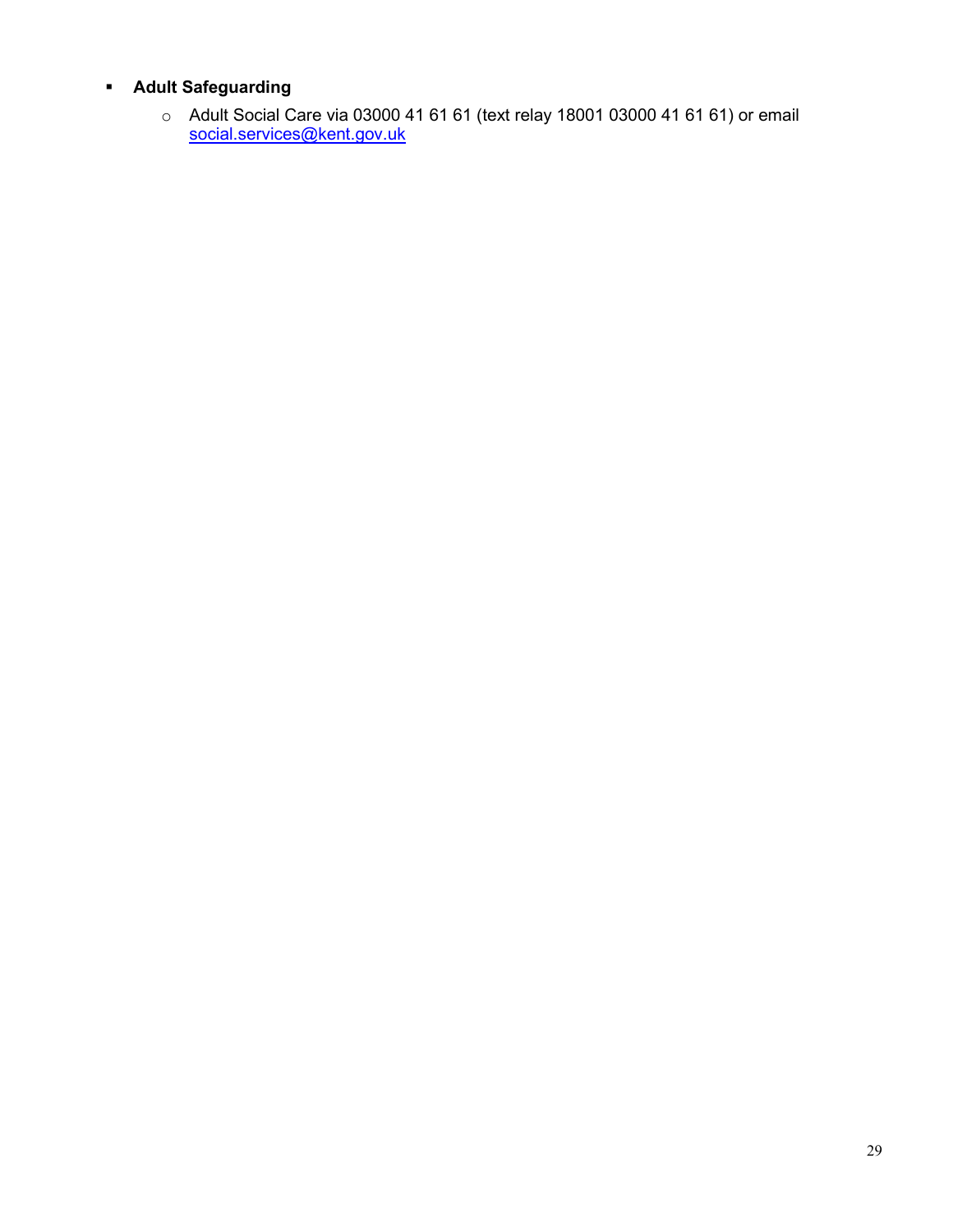- **Adult Safeguarding**
  - Adult Social Care via 03000 41 61 61 (text relay 18001 03000 41 61 61) or email social.services@kent.gov.uk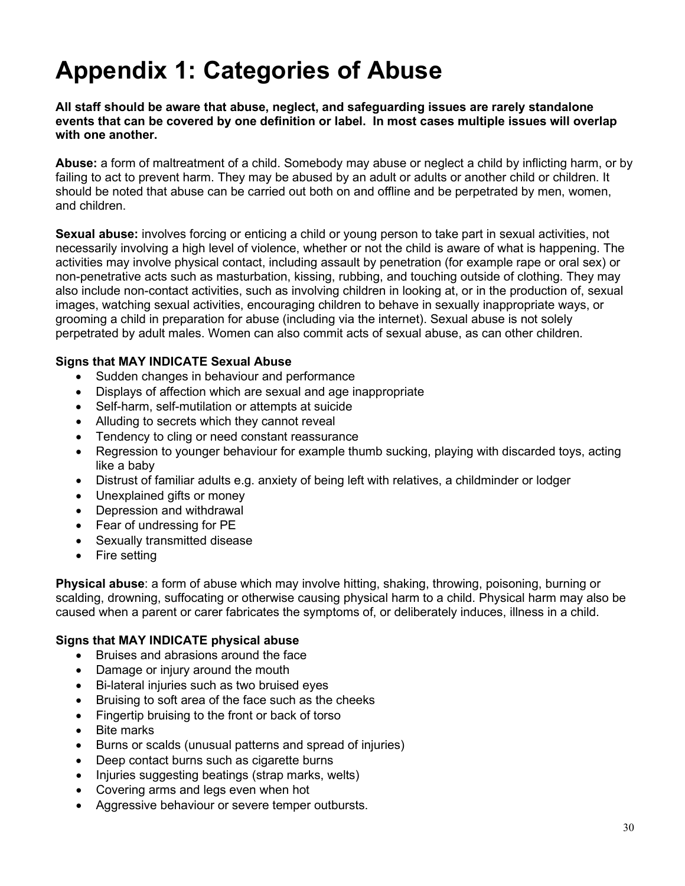# Appendix 1: Categories of Abuse

**All staff should be aware that abuse, neglect, and safeguarding issues are rarely standalone events that can be covered by one definition or label. In most cases multiple issues will overlap with one another.**

**Abuse:** a form of maltreatment of a child. Somebody may abuse or neglect a child by inflicting harm, or by failing to act to prevent harm. They may be abused by an adult or adults or another child or children. It should be noted that abuse can be carried out both on and offline and be perpetrated by men, women, and children.

**Sexual abuse:** involves forcing or enticing a child or young person to take part in sexual activities, not necessarily involving a high level of violence, whether or not the child is aware of what is happening. The activities may involve physical contact, including assault by penetration (for example rape or oral sex) or non-penetrative acts such as masturbation, kissing, rubbing, and touching outside of clothing. They may also include non-contact activities, such as involving children in looking at, or in the production of, sexual images, watching sexual activities, encouraging children to behave in sexually inappropriate ways, or grooming a child in preparation for abuse (including via the internet). Sexual abuse is not solely perpetrated by adult males. Women can also commit acts of sexual abuse, as can other children.

**Signs that MAY INDICATE Sexual Abuse**

- Sudden changes in behaviour and performance
- Displays of affection which are sexual and age inappropriate
- Self-harm, self-mutilation or attempts at suicide
- Alluding to secrets which they cannot reveal
- Tendency to cling or need constant reassurance
- Regression to younger behaviour for example thumb sucking, playing with discarded toys, acting like a baby
- Distrust of familiar adults e.g. anxiety of being left with relatives, a childminder or lodger
- Unexplained gifts or money
- Depression and withdrawal
- Fear of undressing for PE
- Sexually transmitted disease
- Fire setting

**Physical abuse**: a form of abuse which may involve hitting, shaking, throwing, poisoning, burning or scalding, drowning, suffocating or otherwise causing physical harm to a child. Physical harm may also be caused when a parent or carer fabricates the symptoms of, or deliberately induces, illness in a child.

**Signs that MAY INDICATE physical abuse**

- Bruises and abrasions around the face
- Damage or injury around the mouth
- Bi-lateral injuries such as two bruised eyes
- Bruising to soft area of the face such as the cheeks
- Fingertip bruising to the front or back of torso
- Bite marks
- Burns or scalds (unusual patterns and spread of injuries)
- Deep contact burns such as cigarette burns
- Injuries suggesting beatings (strap marks, welts)
- Covering arms and legs even when hot
- Aggressive behaviour or severe temper outbursts.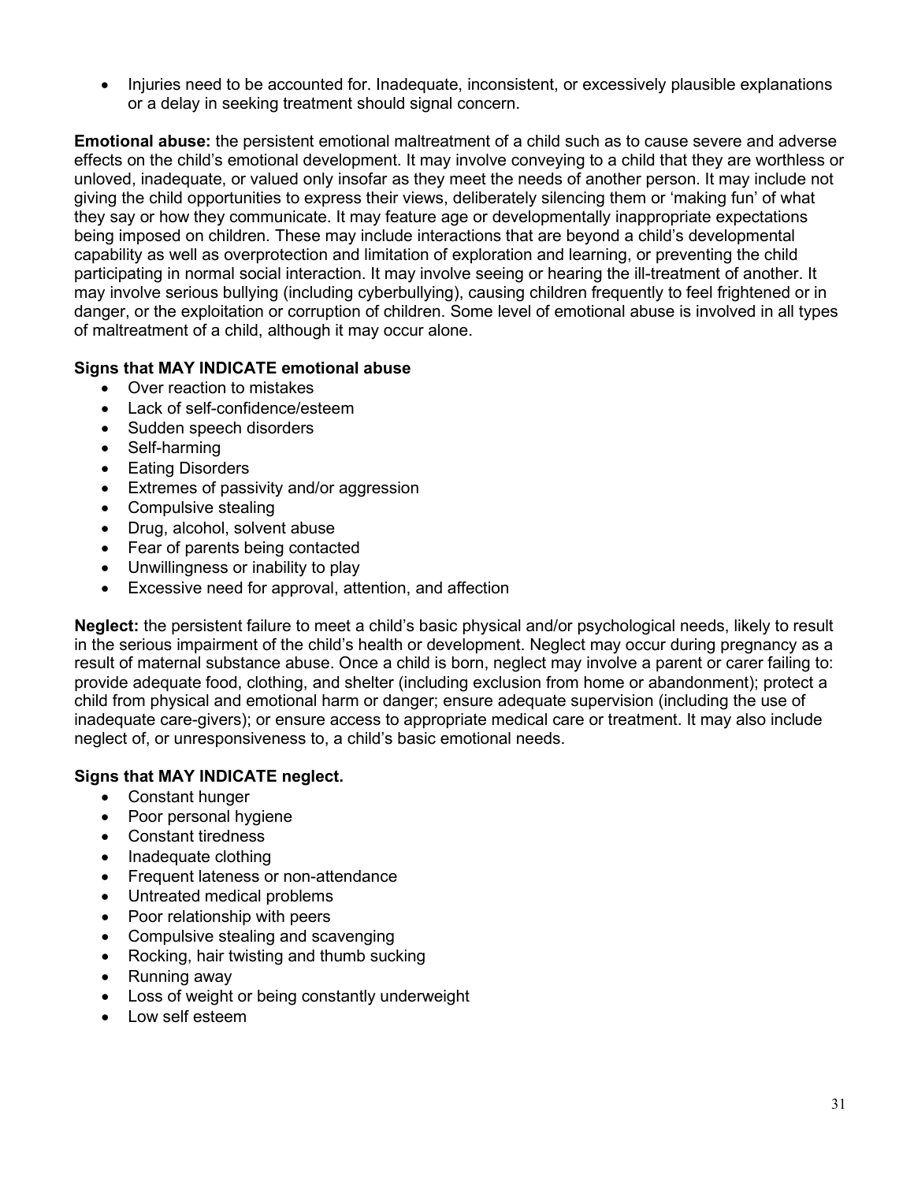- Injuries need to be accounted for. Inadequate, inconsistent, or excessively plausible explanations or a delay in seeking treatment should signal concern.

**Emotional abuse:** the persistent emotional maltreatment of a child such as to cause severe and adverse effects on the child's emotional development. It may involve conveying to a child that they are worthless or unloved, inadequate, or valued only insofar as they meet the needs of another person. It may include not giving the child opportunities to express their views, deliberately silencing them or 'making fun' of what they say or how they communicate. It may feature age or developmentally inappropriate expectations being imposed on children. These may include interactions that are beyond a child's developmental capability as well as overprotection and limitation of exploration and learning, or preventing the child participating in normal social interaction. It may involve seeing or hearing the ill-treatment of another. It may involve serious bullying (including cyberbullying), causing children frequently to feel frightened or in danger, or the exploitation or corruption of children. Some level of emotional abuse is involved in all types of maltreatment of a child, although it may occur alone.

**Signs that MAY INDICATE emotional abuse**

- Over reaction to mistakes
- Lack of self-confidence/esteem
- Sudden speech disorders
- Self-harming
- Eating Disorders
- Extremes of passivity and/or aggression
- Compulsive stealing
- Drug, alcohol, solvent abuse
- Fear of parents being contacted
- Unwillingness or inability to play
- Excessive need for approval, attention, and affection

**Neglect:** the persistent failure to meet a child's basic physical and/or psychological needs, likely to result in the serious impairment of the child's health or development. Neglect may occur during pregnancy as a result of maternal substance abuse. Once a child is born, neglect may involve a parent or carer failing to: provide adequate food, clothing, and shelter (including exclusion from home or abandonment); protect a child from physical and emotional harm or danger; ensure adequate supervision (including the use of inadequate care-givers); or ensure access to appropriate medical care or treatment. It may also include neglect of, or unresponsiveness to, a child's basic emotional needs.

**Signs that MAY INDICATE neglect.**

- Constant hunger
- Poor personal hygiene
- Constant tiredness
- Inadequate clothing
- Frequent lateness or non-attendance
- Untreated medical problems
- Poor relationship with peers
- Compulsive stealing and scavenging
- Rocking, hair twisting and thumb sucking
- Running away
- Loss of weight or being constantly underweight
- Low self esteem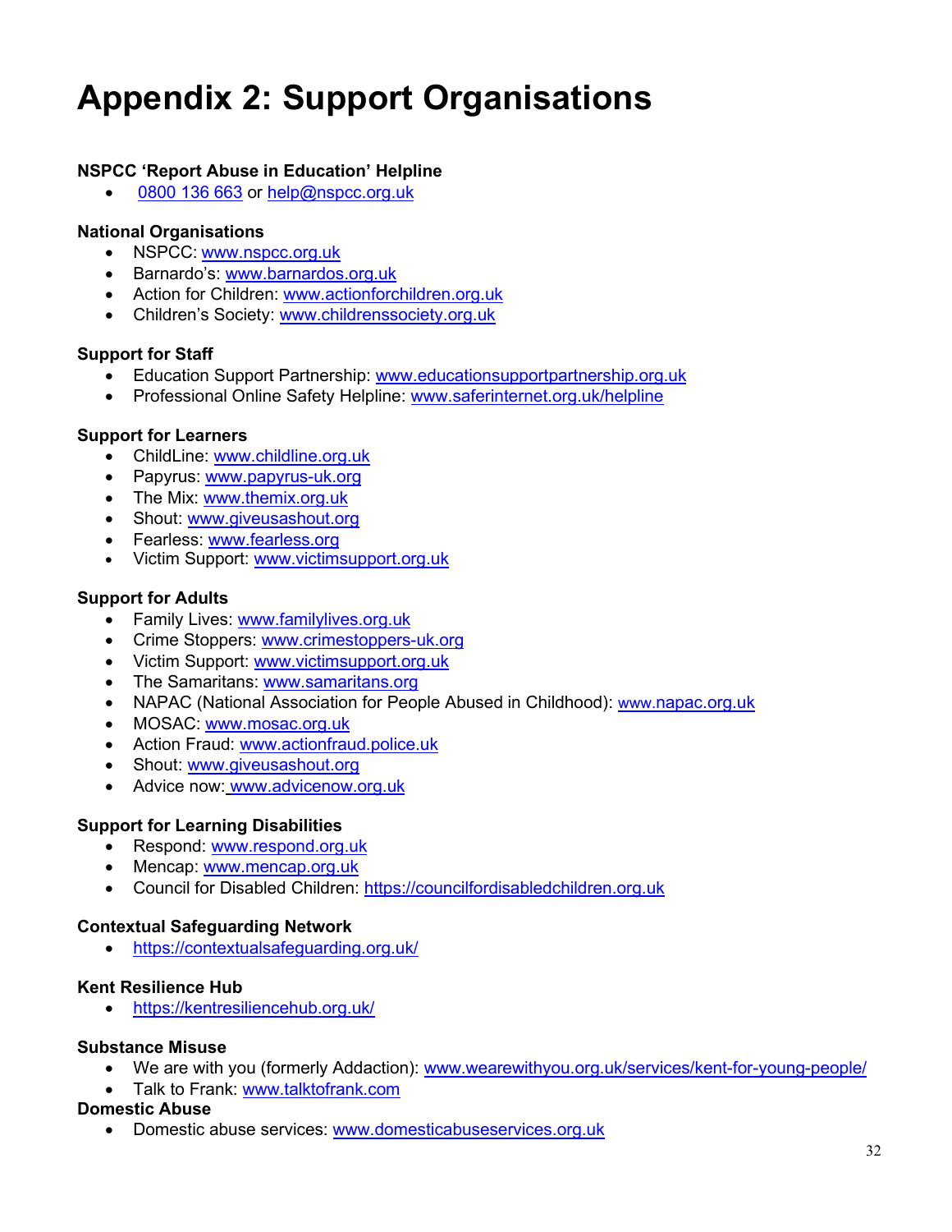# Appendix 2: Support Organisations

**NSPCC 'Report Abuse in Education' Helpline**

- 0800 136 663 or help@nspcc.org.uk

**National Organisations**

- NSPCC: www.nspcc.org.uk
- Barnardo's: www.barnardos.org.uk
- Action for Children: www.actionforchildren.org.uk
- Children's Society: www.childrenssociety.org.uk

**Support for Staff**

- Education Support Partnership: www.educationsupportpartnership.org.uk
- Professional Online Safety Helpline: www.saferinternet.org.uk/helpline

**Support for Learners**

- ChildLine: www.childline.org.uk
- Papyrus: www.papyrus-uk.org
- The Mix: www.themix.org.uk
- Shout: www.giveusashout.org
- Fearless: www.fearless.org
- Victim Support: www.victimsupport.org.uk

**Support for Adults**

- Family Lives: www.familylives.org.uk
- Crime Stoppers: www.crimestoppers-uk.org
- Victim Support: www.victimsupport.org.uk
- The Samaritans: www.samaritans.org
- NAPAC (National Association for People Abused in Childhood): www.napac.org.uk
- MOSAC: www.mosac.org.uk
- Action Fraud: www.actionfraud.police.uk
- Shout: www.giveusashout.org
- Advice now: www.advicenow.org.uk

**Support for Learning Disabilities**

- Respond: www.respond.org.uk
- Mencap: www.mencap.org.uk
- Council for Disabled Children: https://councilfordisabledchildren.org.uk

**Contextual Safeguarding Network**

- https://contextualsafeguarding.org.uk/

**Kent Resilience Hub**

- https://kentresiliencehub.org.uk/

**Substance Misuse**

- We are with you (formerly Addaction): www.wearewithyou.org.uk/services/kent-for-young-people/
- Talk to Frank: www.talktofrank.com

**Domestic Abuse**

- Domestic abuse services: www.domesticabuseservices.org.uk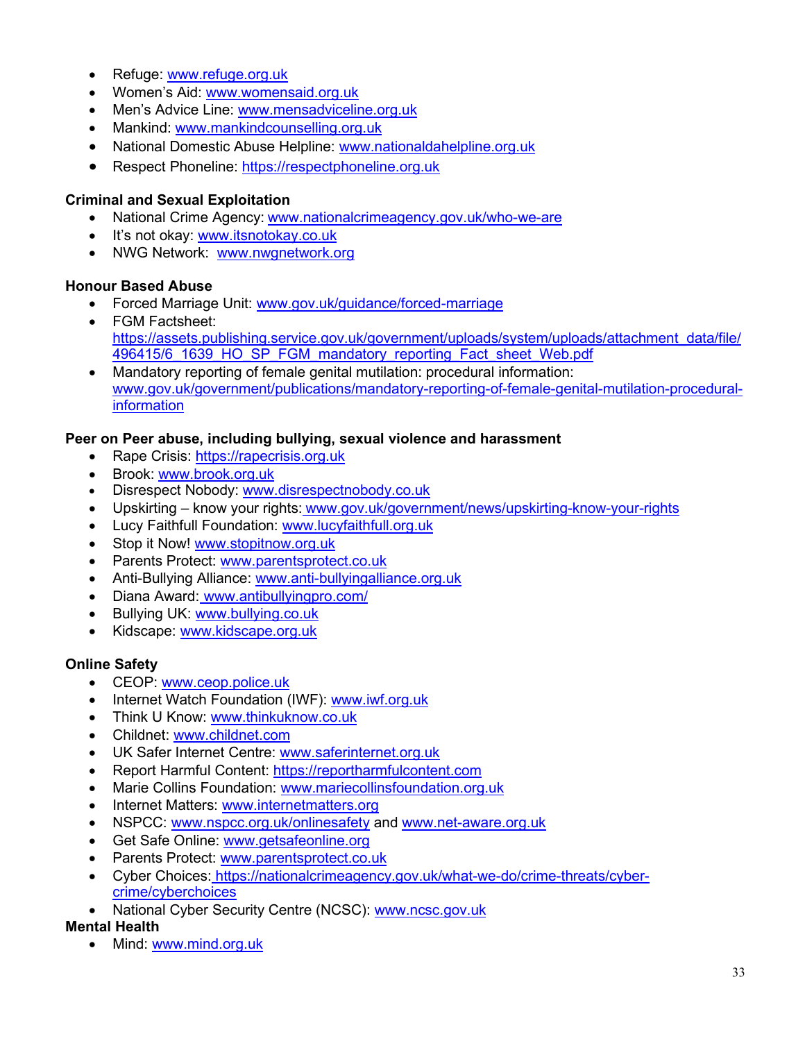- Refuge: www.refuge.org.uk
- Women's Aid: www.womensaid.org.uk
- Men's Advice Line: www.mensadviceline.org.uk
- Mankind: www.mankindcounselling.org.uk
- National Domestic Abuse Helpline: www.nationaldahelpline.org.uk
- Respect Phoneline: https://respectphoneline.org.uk

**Criminal and Sexual Exploitation**

- National Crime Agency: www.nationalcrimeagency.gov.uk/who-we-are
- It's not okay: www.itsnotokay.co.uk
- NWG Network: www.nwgnetwork.org

**Honour Based Abuse**

- Forced Marriage Unit: www.gov.uk/guidance/forced-marriage
- FGM Factsheet: https://assets.publishing.service.gov.uk/government/uploads/system/uploads/attachment_data/file/496415/6_1639_HO_SP_FGM_mandatory_reporting_Fact_sheet_Web.pdf
- Mandatory reporting of female genital mutilation: procedural information: www.gov.uk/government/publications/mandatory-reporting-of-female-genital-mutilation-procedural-information

**Peer on Peer abuse, including bullying, sexual violence and harassment**

- Rape Crisis: https://rapecrisis.org.uk
- Brook: www.brook.org.uk
- Disrespect Nobody: www.disrespectnobody.co.uk
- Upskirting – know your rights: www.gov.uk/government/news/upskirting-know-your-rights
- Lucy Faithfull Foundation: www.lucyfaithfull.org.uk
- Stop it Now! www.stopitnow.org.uk
- Parents Protect: www.parentsprotect.co.uk
- Anti-Bullying Alliance: www.anti-bullyingalliance.org.uk
- Diana Award: www.antibullyingpro.com/
- Bullying UK: www.bullying.co.uk
- Kidscape: www.kidscape.org.uk

**Online Safety**

- CEOP: www.ceop.police.uk
- Internet Watch Foundation (IWF): www.iwf.org.uk
- Think U Know: www.thinkuknow.co.uk
- Childnet: www.childnet.com
- UK Safer Internet Centre: www.saferinternet.org.uk
- Report Harmful Content: https://reportharmfulcontent.com
- Marie Collins Foundation: www.mariecollinsfoundation.org.uk
- Internet Matters: www.internetmatters.org
- NSPCC: www.nspcc.org.uk/onlinesafety and www.net-aware.org.uk
- Get Safe Online: www.getsafeonline.org
- Parents Protect: www.parentsprotect.co.uk
- Cyber Choices: https://nationalcrimeagency.gov.uk/what-we-do/crime-threats/cyber-crime/cyberchoices
- National Cyber Security Centre (NCSC): www.ncsc.gov.uk

**Mental Health**

- Mind: www.mind.org.uk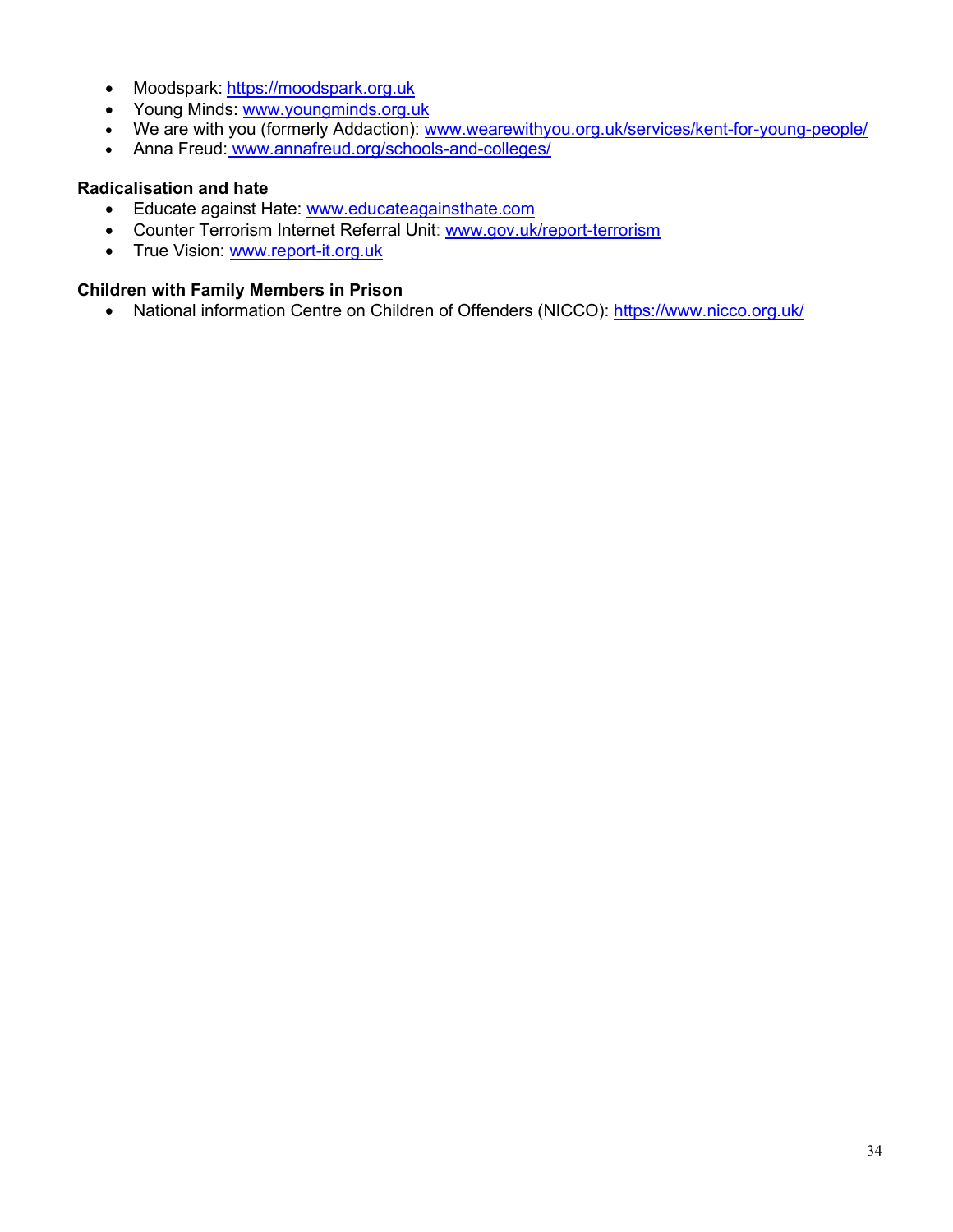- Moodspark: https://moodspark.org.uk
- Young Minds: www.youngminds.org.uk
- We are with you (formerly Addaction): www.wearewithyou.org.uk/services/kent-for-young-people/
- Anna Freud: www.annafreud.org/schools-and-colleges/

**Radicalisation and hate**

- Educate against Hate: www.educateagainsthate.com
- Counter Terrorism Internet Referral Unit: www.gov.uk/report-terrorism
- True Vision: www.report-it.org.uk

**Children with Family Members in Prison**

- National information Centre on Children of Offenders (NICCO): https://www.nicco.org.uk/